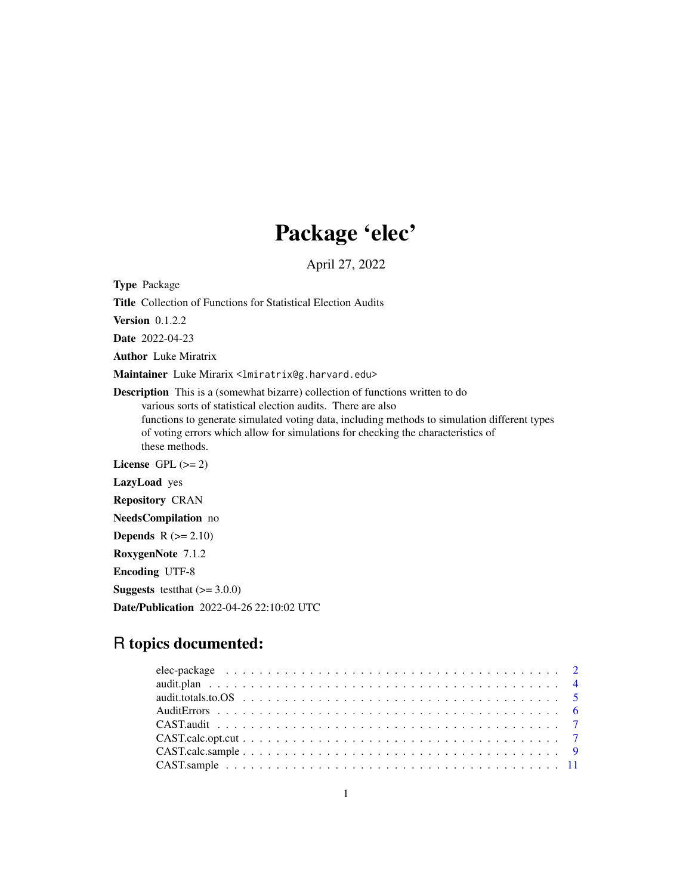# Package 'elec'

April 27, 2022

**Type** Package

**Title** Collection of Functions for Statistical Election Audits

**Version** 0.1.2.2

**Date** 2022-04-23

**Author** Luke Miratrix

**Maintainer** Luke Mirarix <lmiratrix@g.harvard.edu>

**Description** This is a (somewhat bizarre) collection of functions written to do various sorts of statistical election audits. There are also functions to generate simulated voting data, including methods to simulation different types of voting errors which allow for simulations for checking the characteristics of these methods.

**License** GPL (>= 2)

**LazyLoad** yes

**Repository** CRAN

**NeedsCompilation** no

**Depends** R (>= 2.10)

**RoxygenNote** 7.1.2

**Encoding** UTF-8

**Suggests** testthat (>= 3.0.0)

**Date/Publication** 2022-04-26 22:10:02 UTC

## R topics documented:

elec-package . . . . . . . . . . . . . . . . . . . . . . . . . . . . . . . . . . . . . . 2
audit.plan . . . . . . . . . . . . . . . . . . . . . . . . . . . . . . . . . . . . . . . . 4
audit.totals.to.OS . . . . . . . . . . . . . . . . . . . . . . . . . . . . . . . . . . . 5
AuditErrors . . . . . . . . . . . . . . . . . . . . . . . . . . . . . . . . . . . . . . . 6
CAST.audit . . . . . . . . . . . . . . . . . . . . . . . . . . . . . . . . . . . . . . . 7
CAST.calc.opt.cut . . . . . . . . . . . . . . . . . . . . . . . . . . . . . . . . . . . 7
CAST.calc.sample . . . . . . . . . . . . . . . . . . . . . . . . . . . . . . . . . . . 9
CAST.sample . . . . . . . . . . . . . . . . . . . . . . . . . . . . . . . . . . . . . . 11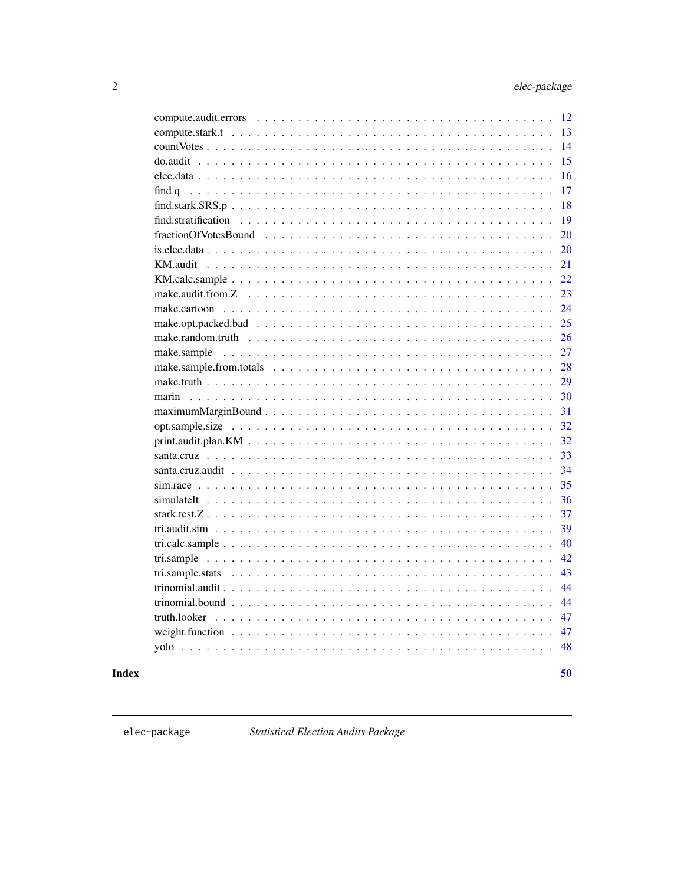compute.audit.errors . . . . . . . . . . . . . . . . . . . . . . . . . . . . . . 12
compute.stark.t . . . . . . . . . . . . . . . . . . . . . . . . . . . . . . . . . 13
countVotes . . . . . . . . . . . . . . . . . . . . . . . . . . . . . . . . . . . 14
do.audit . . . . . . . . . . . . . . . . . . . . . . . . . . . . . . . . . . . . 15
elec.data . . . . . . . . . . . . . . . . . . . . . . . . . . . . . . . . . . . 16
find.q . . . . . . . . . . . . . . . . . . . . . . . . . . . . . . . . . . . . . 17
find.stark.SRS.p . . . . . . . . . . . . . . . . . . . . . . . . . . . . . . . 18
find.stratification . . . . . . . . . . . . . . . . . . . . . . . . . . . . . . 19
fractionOfVotesBound . . . . . . . . . . . . . . . . . . . . . . . . . . . . . 20
is.elec.data . . . . . . . . . . . . . . . . . . . . . . . . . . . . . . . . . 20
KM.audit . . . . . . . . . . . . . . . . . . . . . . . . . . . . . . . . . . . 21
KM.calc.sample . . . . . . . . . . . . . . . . . . . . . . . . . . . . . . . . 22
make.audit.from.Z . . . . . . . . . . . . . . . . . . . . . . . . . . . . . . 23
make.cartoon . . . . . . . . . . . . . . . . . . . . . . . . . . . . . . . . . 24
make.opt.packed.bad . . . . . . . . . . . . . . . . . . . . . . . . . . . . . 25
make.random.truth . . . . . . . . . . . . . . . . . . . . . . . . . . . . . . 26
make.sample . . . . . . . . . . . . . . . . . . . . . . . . . . . . . . . . . 27
make.sample.from.totals . . . . . . . . . . . . . . . . . . . . . . . . . . . 28
make.truth . . . . . . . . . . . . . . . . . . . . . . . . . . . . . . . . . . 29
marin . . . . . . . . . . . . . . . . . . . . . . . . . . . . . . . . . . . . . 30
maximumMarginBound . . . . . . . . . . . . . . . . . . . . . . . . . . . . . 31
opt.sample.size . . . . . . . . . . . . . . . . . . . . . . . . . . . . . . . 32
print.audit.plan.KM . . . . . . . . . . . . . . . . . . . . . . . . . . . . . 32
santa.cruz . . . . . . . . . . . . . . . . . . . . . . . . . . . . . . . . . . 33
santa.cruz.audit . . . . . . . . . . . . . . . . . . . . . . . . . . . . . . . 34
sim.race . . . . . . . . . . . . . . . . . . . . . . . . . . . . . . . . . . . 35
simulateIt . . . . . . . . . . . . . . . . . . . . . . . . . . . . . . . . . . 36
stark.test.Z . . . . . . . . . . . . . . . . . . . . . . . . . . . . . . . . . 37
tri.audit.sim . . . . . . . . . . . . . . . . . . . . . . . . . . . . . . . . 39
tri.calc.sample . . . . . . . . . . . . . . . . . . . . . . . . . . . . . . . 40
tri.sample . . . . . . . . . . . . . . . . . . . . . . . . . . . . . . . . . . 42
tri.sample.stats . . . . . . . . . . . . . . . . . . . . . . . . . . . . . . . 43
trinomial.audit . . . . . . . . . . . . . . . . . . . . . . . . . . . . . . . 44
trinomial.bound . . . . . . . . . . . . . . . . . . . . . . . . . . . . . . . 44
truth.looker . . . . . . . . . . . . . . . . . . . . . . . . . . . . . . . . . 47
weight.function . . . . . . . . . . . . . . . . . . . . . . . . . . . . . . . 47
yolo . . . . . . . . . . . . . . . . . . . . . . . . . . . . . . . . . . . . . 48

**Index** **50**

---

`elec-package` *Statistical Election Audits Package*

---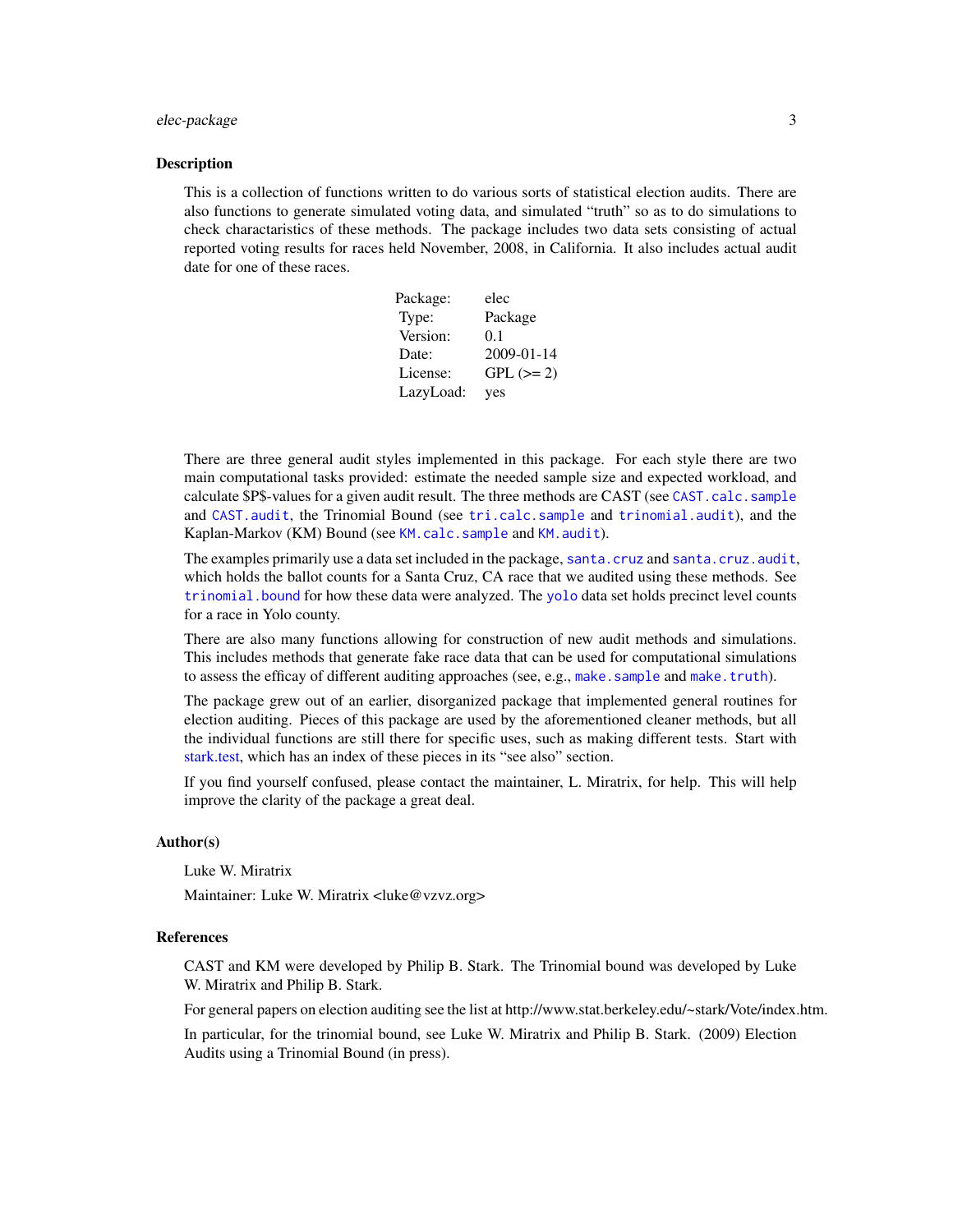## Description

This is a collection of functions written to do various sorts of statistical election audits. There are also functions to generate simulated voting data, and simulated "truth" so as to do simulations to check charactaristics of these methods. The package includes two data sets consisting of actual reported voting results for races held November, 2008, in California. It also includes actual audit date for one of these races.

| | |
|---|---|
| Package: | elec |
| Type: | Package |
| Version: | 0.1 |
| Date: | 2009-01-14 |
| License: | GPL (>= 2) |
| LazyLoad: | yes |

There are three general audit styles implemented in this package. For each style there are two main computational tasks provided: estimate the needed sample size and expected workload, and calculate $P$-values for a given audit result. The three methods are CAST (see `CAST.calc.sample` and `CAST.audit`, the Trinomial Bound (see `tri.calc.sample` and `trinomial.audit`), and the Kaplan-Markov (KM) Bound (see `KM.calc.sample` and `KM.audit`).

The examples primarily use a data set included in the package, `santa.cruz` and `santa.cruz.audit`, which holds the ballot counts for a Santa Cruz, CA race that we audited using these methods. See `trinomial.bound` for how these data were analyzed. The `yolo` data set holds precinct level counts for a race in Yolo county.

There are also many functions allowing for construction of new audit methods and simulations. This includes methods that generate fake race data that can be used for computational simulations to assess the efficacy of different auditing approaches (see, e.g., `make.sample` and `make.truth`).

The package grew out of an earlier, disorganized package that implemented general routines for election auditing. Pieces of this package are used by the aforementioned cleaner methods, but all the individual functions are still there for specific uses, such as making different tests. Start with stark.test, which has an index of these pieces in its "see also" section.

If you find yourself confused, please contact the maintainer, L. Miratrix, for help. This will help improve the clarity of the package a great deal.

## Author(s)

Luke W. Miratrix

Maintainer: Luke W. Miratrix <luke@vzvz.org>

## References

CAST and KM were developed by Philip B. Stark. The Trinomial bound was developed by Luke W. Miratrix and Philip B. Stark.

For general papers on election auditing see the list at http://www.stat.berkeley.edu/~stark/Vote/index.htm.

In particular, for the trinomial bound, see Luke W. Miratrix and Philip B. Stark. (2009) Election Audits using a Trinomial Bound (in press).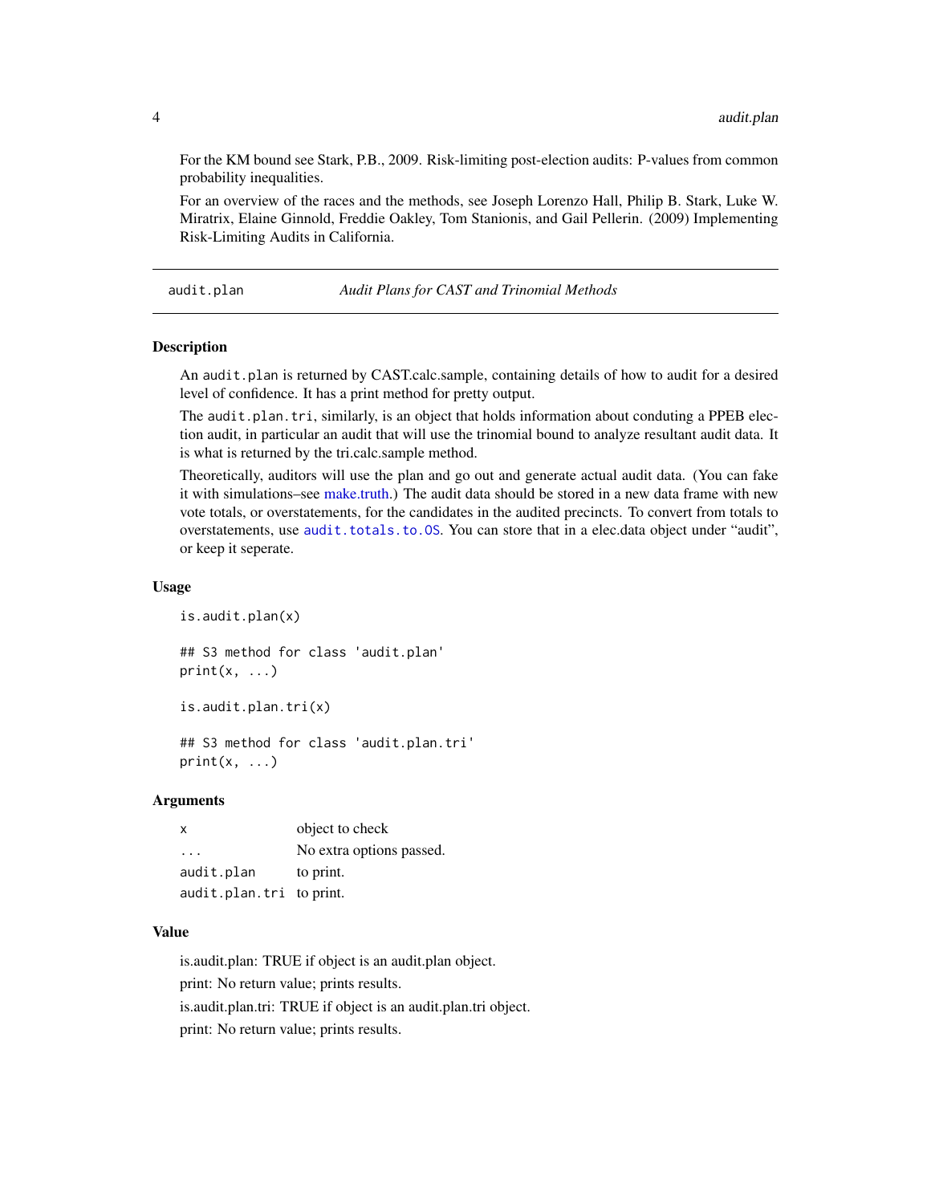For the KM bound see Stark, P.B., 2009. Risk-limiting post-election audits: P-values from common probability inequalities.

For an overview of the races and the methods, see Joseph Lorenzo Hall, Philip B. Stark, Luke W. Miratrix, Elaine Ginnold, Freddie Oakley, Tom Stanionis, and Gail Pellerin. (2009) Implementing Risk-Limiting Audits in California.

---

## audit.plan — *Audit Plans for CAST and Trinomial Methods*

### Description

An `audit.plan` is returned by CAST.calc.sample, containing details of how to audit for a desired level of confidence. It has a print method for pretty output.

The `audit.plan.tri`, similarly, is an object that holds information about conduting a PPEB election audit, in particular an audit that will use the trinomial bound to analyze resultant audit data. It is what is returned by the tri.calc.sample method.

Theoretically, auditors will use the plan and go out and generate actual audit data. (You can fake it with simulations–see make.truth.) The audit data should be stored in a new data frame with new vote totals, or overstatements, for the candidates in the audited precincts. To convert from totals to overstatements, use `audit.totals.to.OS`. You can store that in a elec.data object under “audit”, or keep it seperate.

### Usage

```
is.audit.plan(x)

## S3 method for class 'audit.plan'
print(x, ...)

is.audit.plan.tri(x)

## S3 method for class 'audit.plan.tri'
print(x, ...)
```

### Arguments

| | |
|---|---|
| `x` | object to check |
| `...` | No extra options passed. |
| `audit.plan` | to print. |
| `audit.plan.tri` | to print. |

### Value

is.audit.plan: TRUE if object is an audit.plan object.

print: No return value; prints results.

is.audit.plan.tri: TRUE if object is an audit.plan.tri object.

print: No return value; prints results.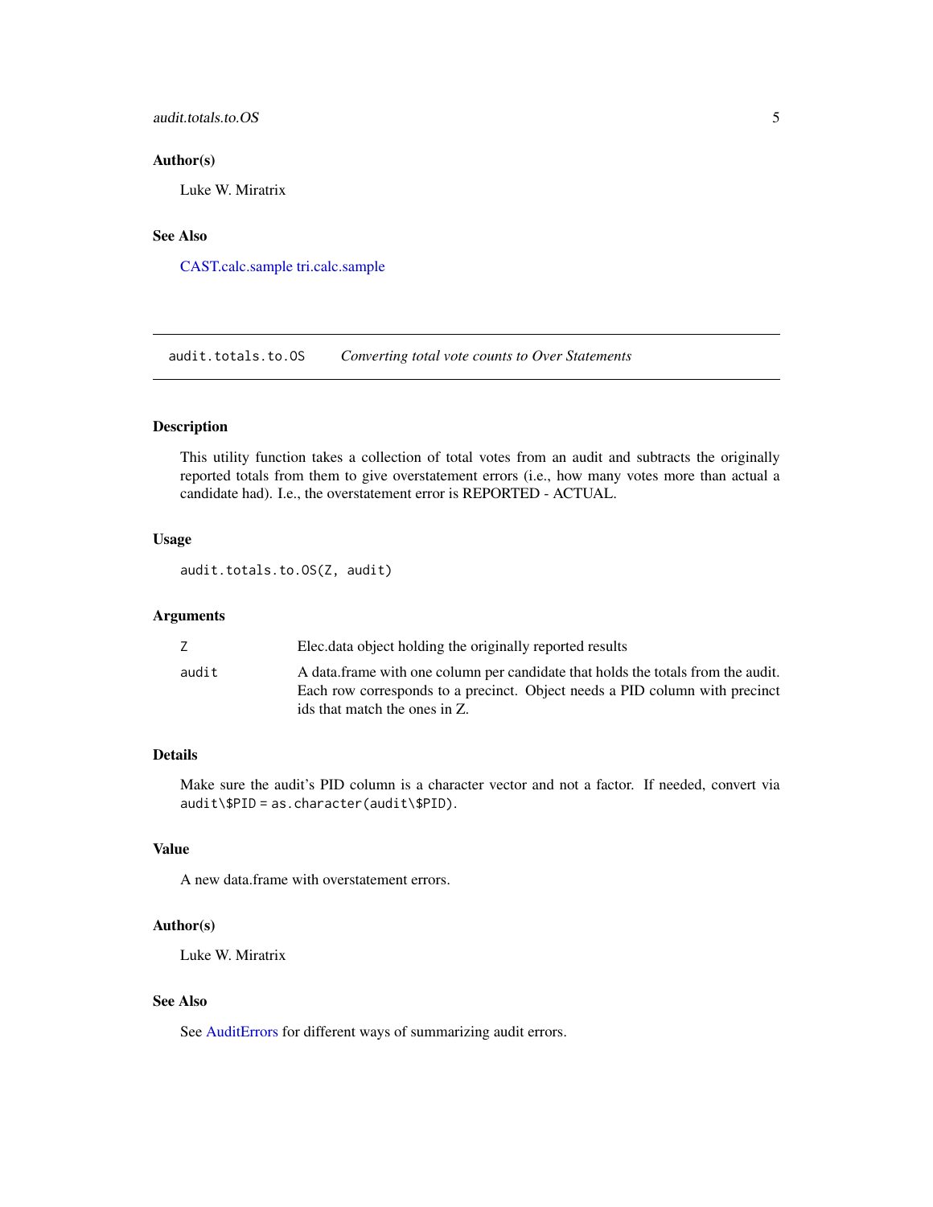### Author(s)

Luke W. Miratrix

### See Also

CAST.calc.sample tri.calc.sample

---

## audit.totals.to.OS *Converting total vote counts to Over Statements*

---

### Description

This utility function takes a collection of total votes from an audit and subtracts the originally reported totals from them to give overstatement errors (i.e., how many votes more than actual a candidate had). I.e., the overstatement error is REPORTED - ACTUAL.

### Usage

```
audit.totals.to.OS(Z, audit)
```

### Arguments

| | |
|---|---|
| `Z` | Elec.data object holding the originally reported results |
| `audit` | A data.frame with one column per candidate that holds the totals from the audit. Each row corresponds to a precinct. Object needs a PID column with precinct ids that match the ones in Z. |

### Details

Make sure the audit's PID column is a character vector and not a factor. If needed, convert via `audit\$PID = as.character(audit\$PID)`.

### Value

A new data.frame with overstatement errors.

### Author(s)

Luke W. Miratrix

### See Also

See AuditErrors for different ways of summarizing audit errors.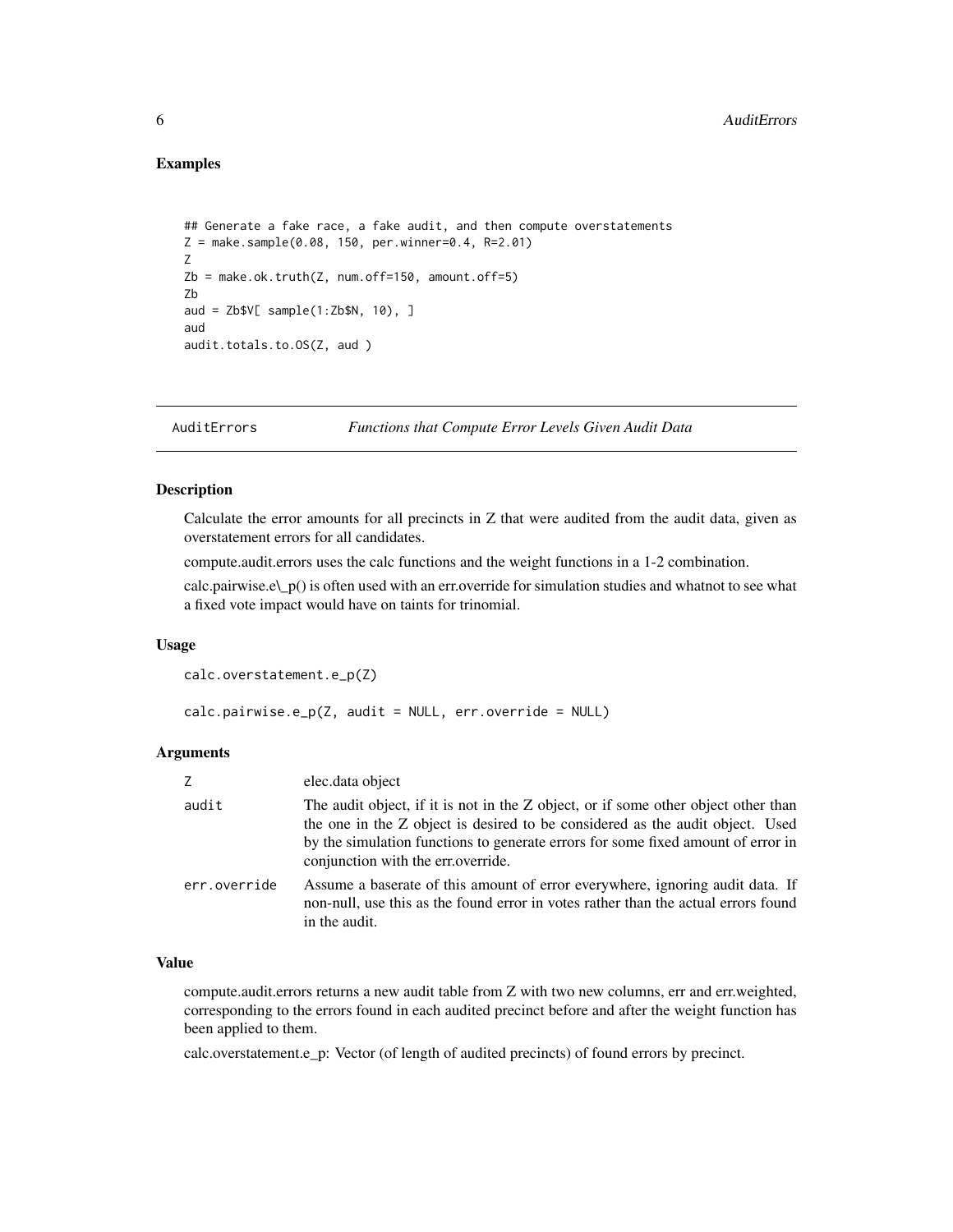## Examples

```
## Generate a fake race, a fake audit, and then compute overstatements
Z = make.sample(0.08, 150, per.winner=0.4, R=2.01)
Z
Zb = make.ok.truth(Z, num.off=150, amount.off=5)
Zb
aud = Zb$V[ sample(1:Zb$N, 10), ]
aud
audit.totals.to.OS(Z, aud )
```

---

# AuditErrors — *Functions that Compute Error Levels Given Audit Data*

---

### Description

Calculate the error amounts for all precincts in Z that were audited from the audit data, given as overstatement errors for all candidates.

compute.audit.errors uses the calc functions and the weight functions in a 1-2 combination.

calc.pairwise.e_p() is often used with an err.override for simulation studies and whatnot to see what a fixed vote impact would have on taints for trinomial.

### Usage

```
calc.overstatement.e_p(Z)

calc.pairwise.e_p(Z, audit = NULL, err.override = NULL)
```

### Arguments

| | |
|---|---|
| Z | elec.data object |
| audit | The audit object, if it is not in the Z object, or if some other object other than the one in the Z object is desired to be considered as the audit object. Used by the simulation functions to generate errors for some fixed amount of error in conjunction with the err.override. |
| err.override | Assume a baserate of this amount of error everywhere, ignoring audit data. If non-null, use this as the found error in votes rather than the actual errors found in the audit. |

### Value

compute.audit.errors returns a new audit table from Z with two new columns, err and err.weighted, corresponding to the errors found in each audited precinct before and after the weight function has been applied to them.

calc.overstatement.e_p: Vector (of length of audited precincts) of found errors by precinct.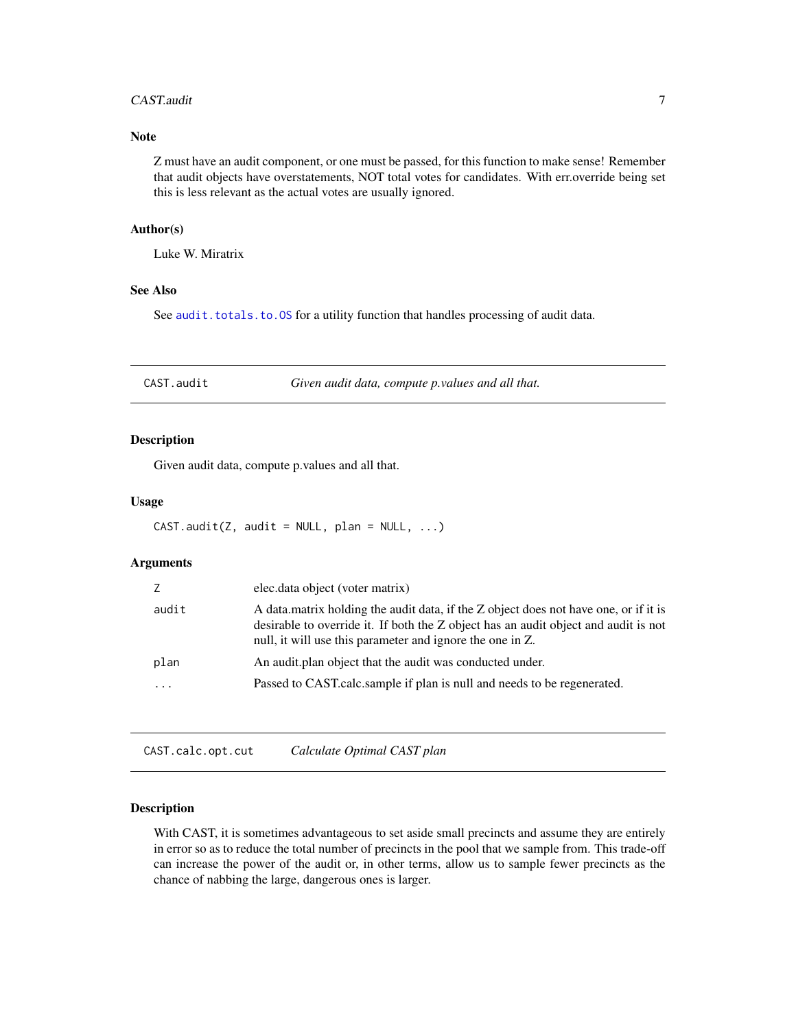### Note

Z must have an audit component, or one must be passed, for this function to make sense! Remember that audit objects have overstatements, NOT total votes for candidates. With err.override being set this is less relevant as the actual votes are usually ignored.

### Author(s)

Luke W. Miratrix

### See Also

See `audit.totals.to.OS` for a utility function that handles processing of audit data.

---

## CAST.audit — *Given audit data, compute p.values and all that.*

---

### Description

Given audit data, compute p.values and all that.

### Usage

```
CAST.audit(Z, audit = NULL, plan = NULL, ...)
```

### Arguments

| | |
|---|---|
| `Z` | elec.data object (voter matrix) |
| `audit` | A data.matrix holding the audit data, if the Z object does not have one, or if it is desirable to override it. If both the Z object has an audit object and audit is not null, it will use this parameter and ignore the one in Z. |
| `plan` | An audit.plan object that the audit was conducted under. |
| `...` | Passed to CAST.calc.sample if plan is null and needs to be regenerated. |

---

## CAST.calc.opt.cut — *Calculate Optimal CAST plan*

---

### Description

With CAST, it is sometimes advantageous to set aside small precincts and assume they are entirely in error so as to reduce the total number of precincts in the pool that we sample from. This trade-off can increase the power of the audit or, in other terms, allow us to sample fewer precincts as the chance of nabbing the large, dangerous ones is larger.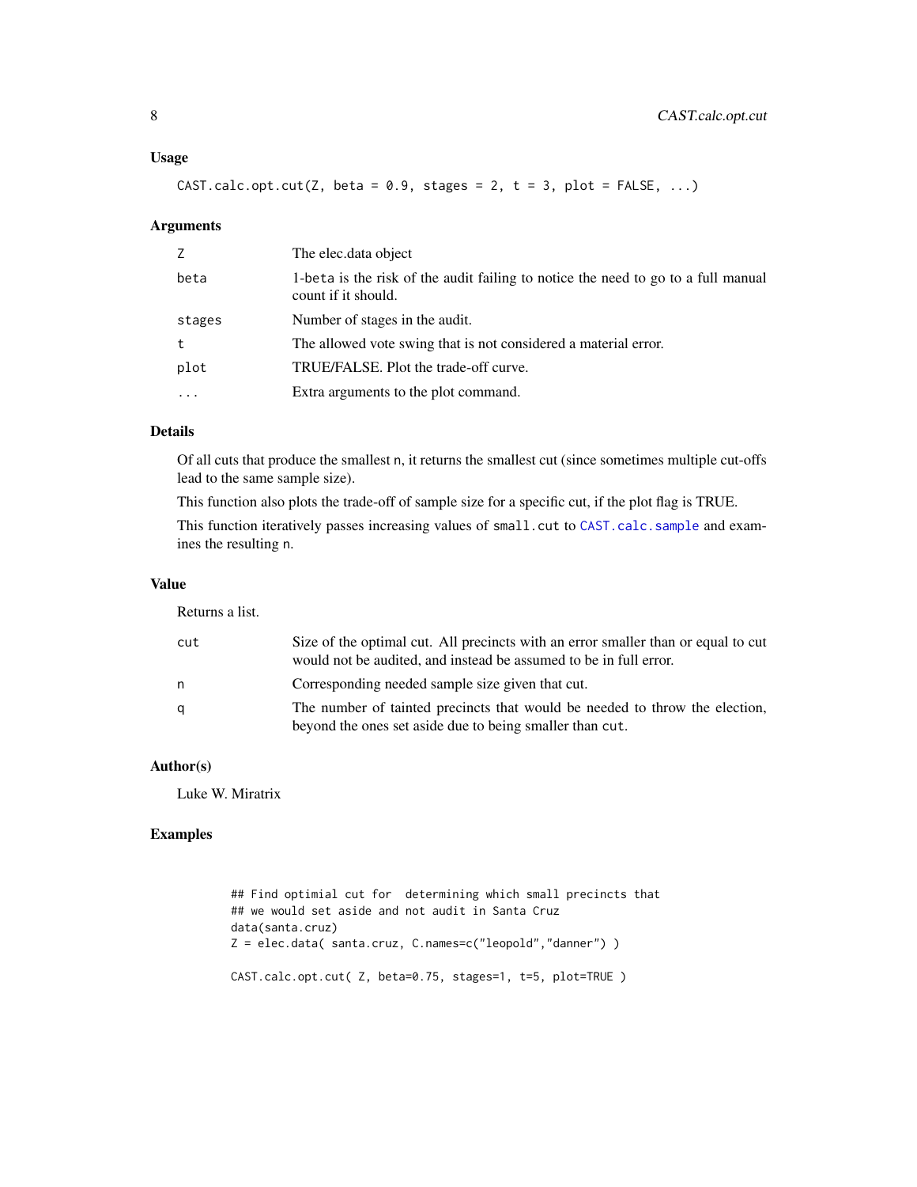## Usage

```
CAST.calc.opt.cut(Z, beta = 0.9, stages = 2, t = 3, plot = FALSE, ...)
```

## Arguments

| | |
|---|---|
| Z | The elec.data object |
| beta | 1-beta is the risk of the audit failing to notice the need to go to a full manual count if it should. |
| stages | Number of stages in the audit. |
| t | The allowed vote swing that is not considered a material error. |
| plot | TRUE/FALSE. Plot the trade-off curve. |
| ... | Extra arguments to the plot command. |

## Details

Of all cuts that produce the smallest n, it returns the smallest cut (since sometimes multiple cut-offs lead to the same sample size).

This function also plots the trade-off of sample size for a specific cut, if the plot flag is TRUE.

This function iteratively passes increasing values of small.cut to CAST.calc.sample and examines the resulting n.

## Value

Returns a list.

| | |
|---|---|
| cut | Size of the optimal cut. All precincts with an error smaller than or equal to cut would not be audited, and instead be assumed to be in full error. |
| n | Corresponding needed sample size given that cut. |
| q | The number of tainted precincts that would be needed to throw the election, beyond the ones set aside due to being smaller than cut. |

## Author(s)

Luke W. Miratrix

## Examples

```
## Find optimial cut for  determining which small precincts that
## we would set aside and not audit in Santa Cruz
data(santa.cruz)
Z = elec.data( santa.cruz, C.names=c("leopold","danner") )

CAST.calc.opt.cut( Z, beta=0.75, stages=1, t=5, plot=TRUE )
```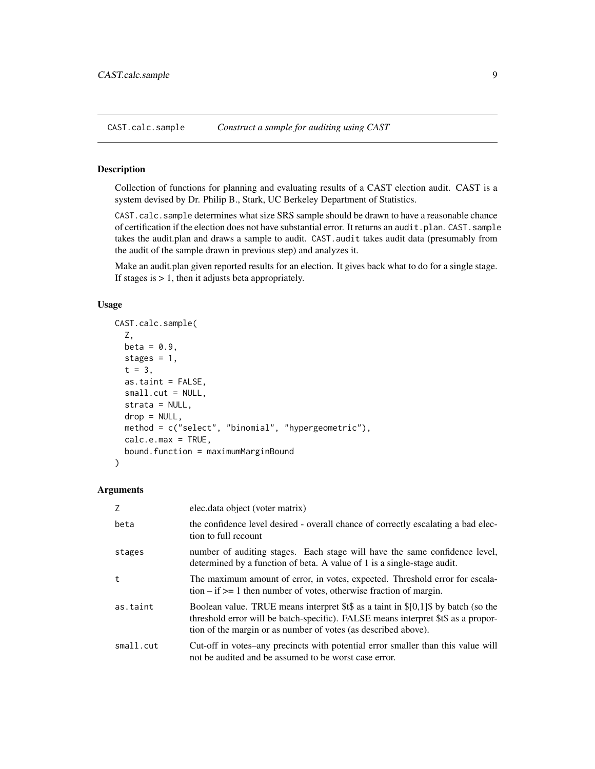## CAST.calc.sample *Construct a sample for auditing using CAST*

### Description

Collection of functions for planning and evaluating results of a CAST election audit. CAST is a system devised by Dr. Philip B., Stark, UC Berkeley Department of Statistics.

`CAST.calc.sample` determines what size SRS sample should be drawn to have a reasonable chance of certification if the election does not have substantial error. It returns an `audit.plan`. `CAST.sample` takes the audit.plan and draws a sample to audit. `CAST.audit` takes audit data (presumably from the audit of the sample drawn in previous step) and analyzes it.

Make an audit.plan given reported results for an election. It gives back what to do for a single stage. If stages is > 1, then it adjusts beta appropriately.

### Usage

```
CAST.calc.sample(
  Z,
  beta = 0.9,
  stages = 1,
  t = 3,
  as.taint = FALSE,
  small.cut = NULL,
  strata = NULL,
  drop = NULL,
  method = c("select", "binomial", "hypergeometric"),
  calc.e.max = TRUE,
  bound.function = maximumMarginBound
)
```

### Arguments

| | |
|---|---|
| Z | elec.data object (voter matrix) |
| beta | the confidence level desired - overall chance of correctly escalating a bad election to full recount |
| stages | number of auditing stages. Each stage will have the same confidence level, determined by a function of beta. A value of 1 is a single-stage audit. |
| t | The maximum amount of error, in votes, expected. Threshold error for escalation – if >= 1 then number of votes, otherwise fraction of margin. |
| as.taint | Boolean value. TRUE means interpret $t$ as a taint in $[0,1]$ by batch (so the threshold error will be batch-specific). FALSE means interpret $t$ as a proportion of the margin or as number of votes (as described above). |
| small.cut | Cut-off in votes–any precincts with potential error smaller than this value will not be audited and be assumed to be worst case error. |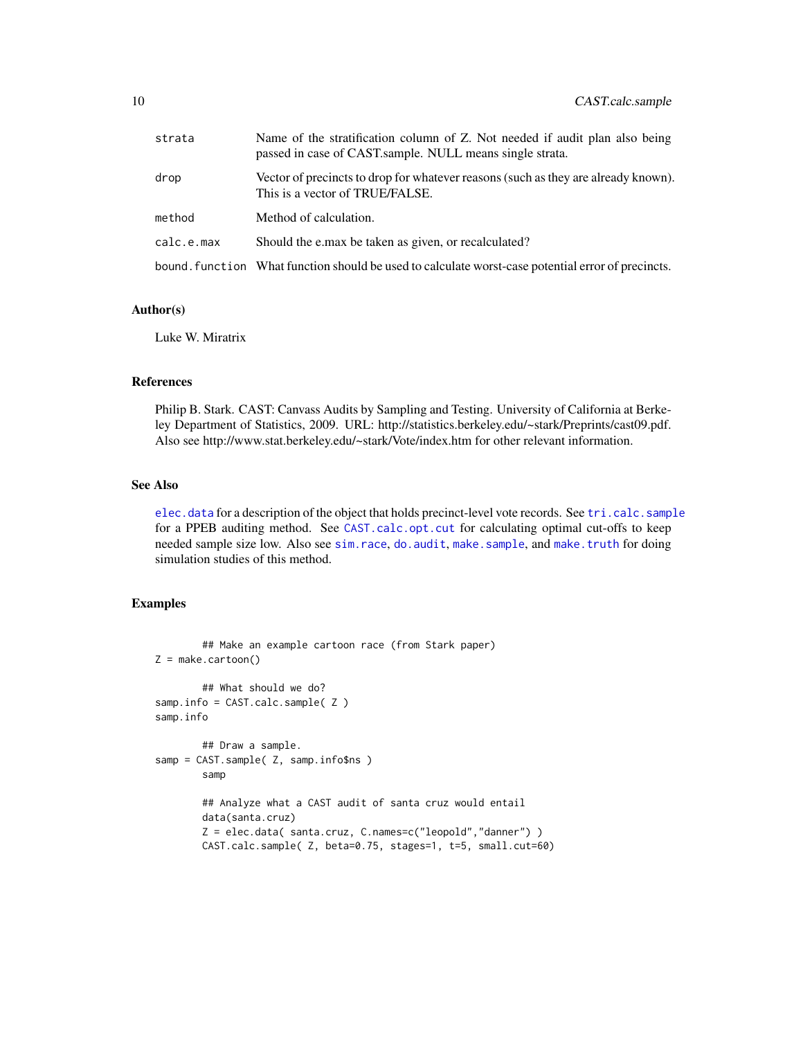| | |
|---|---|
| strata | Name of the stratification column of Z. Not needed if audit plan also being passed in case of CAST.sample. NULL means single strata. |
| drop | Vector of precincts to drop for whatever reasons (such as they are already known). This is a vector of TRUE/FALSE. |
| method | Method of calculation. |
| calc.e.max | Should the e.max be taken as given, or recalculated? |
| bound.function | What function should be used to calculate worst-case potential error of precincts. |

### Author(s)

Luke W. Miratrix

### References

Philip B. Stark. CAST: Canvass Audits by Sampling and Testing. University of California at Berkeley Department of Statistics, 2009. URL: http://statistics.berkeley.edu/~stark/Preprints/cast09.pdf. Also see http://www.stat.berkeley.edu/~stark/Vote/index.htm for other relevant information.

### See Also

elec.data for a description of the object that holds precinct-level vote records. See tri.calc.sample for a PPEB auditing method. See CAST.calc.opt.cut for calculating optimal cut-offs to keep needed sample size low. Also see sim.race, do.audit, make.sample, and make.truth for doing simulation studies of this method.

### Examples

```
        ## Make an example cartoon race (from Stark paper)
Z = make.cartoon()

        ## What should we do?
samp.info = CAST.calc.sample( Z )
samp.info

        ## Draw a sample.
samp = CAST.sample( Z, samp.info$ns )
        samp

        ## Analyze what a CAST audit of santa cruz would entail
        data(santa.cruz)
        Z = elec.data( santa.cruz, C.names=c("leopold","danner") )
        CAST.calc.sample( Z, beta=0.75, stages=1, t=5, small.cut=60)
```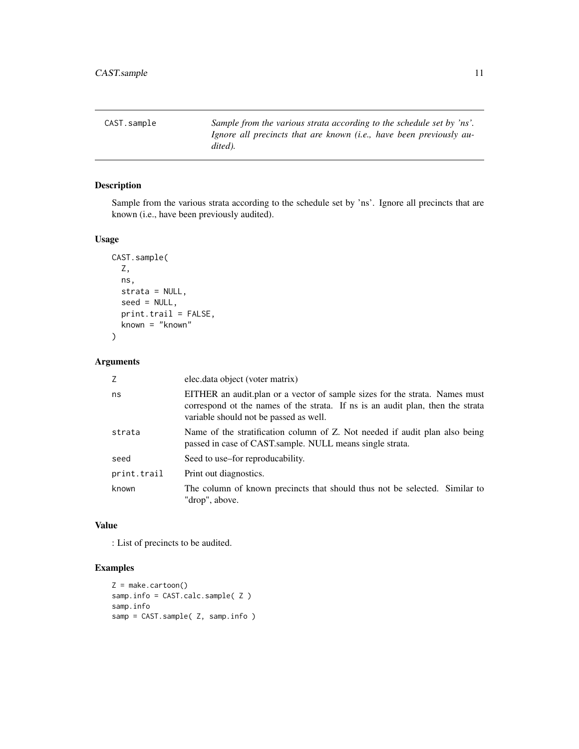## CAST.sample

*Sample from the various strata according to the schedule set by 'ns'. Ignore all precincts that are known (i.e., have been previously audited).*

### Description

Sample from the various strata according to the schedule set by 'ns'. Ignore all precincts that are known (i.e., have been previously audited).

### Usage

```
CAST.sample(
  Z,
  ns,
  strata = NULL,
  seed = NULL,
  print.trail = FALSE,
  known = "known"
)
```

### Arguments

| | |
|---|---|
| Z | elec.data object (voter matrix) |
| ns | EITHER an audit.plan or a vector of sample sizes for the strata. Names must correspond ot the names of the strata. If ns is an audit plan, then the strata variable should not be passed as well. |
| strata | Name of the stratification column of Z. Not needed if audit plan also being passed in case of CAST.sample. NULL means single strata. |
| seed | Seed to use–for reproducability. |
| print.trail | Print out diagnostics. |
| known | The column of known precincts that should thus not be selected. Similar to "drop", above. |

### Value

: List of precincts to be audited.

### Examples

```
Z = make.cartoon()
samp.info = CAST.calc.sample( Z )
samp.info
samp = CAST.sample( Z, samp.info )
```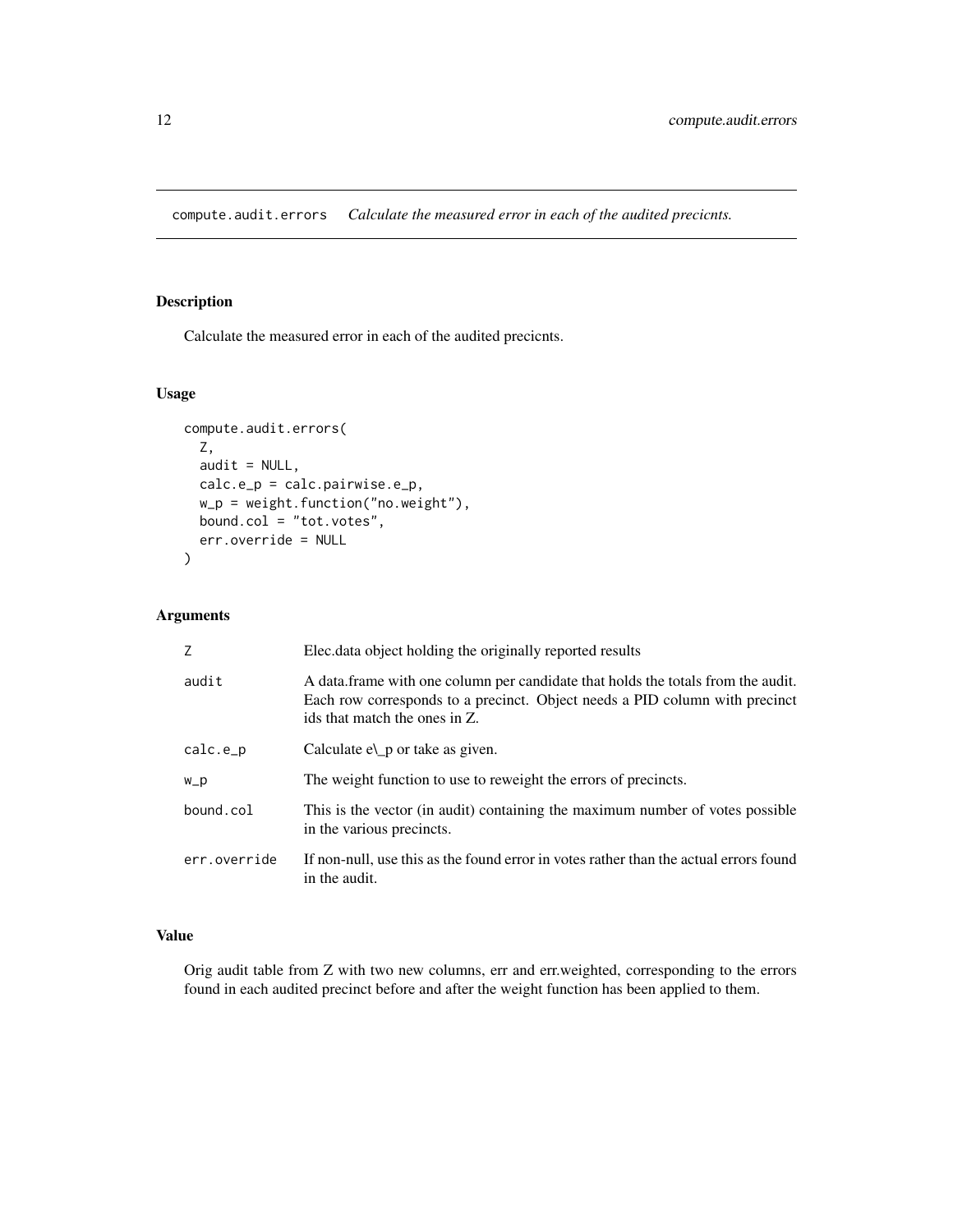compute.audit.errors *Calculate the measured error in each of the audited precicnts.*

## Description

Calculate the measured error in each of the audited precicnts.

## Usage

```
compute.audit.errors(
  Z,
  audit = NULL,
  calc.e_p = calc.pairwise.e_p,
  w_p = weight.function("no.weight"),
  bound.col = "tot.votes",
  err.override = NULL
)
```

## Arguments

| | |
|---|---|
| Z | Elec.data object holding the originally reported results |
| audit | A data.frame with one column per candidate that holds the totals from the audit. Each row corresponds to a precinct. Object needs a PID column with precinct ids that match the ones in Z. |
| calc.e_p | Calculate e\_p or take as given. |
| w_p | The weight function to use to reweight the errors of precincts. |
| bound.col | This is the vector (in audit) containing the maximum number of votes possible in the various precincts. |
| err.override | If non-null, use this as the found error in votes rather than the actual errors found in the audit. |

## Value

Orig audit table from Z with two new columns, err and err.weighted, corresponding to the errors found in each audited precinct before and after the weight function has been applied to them.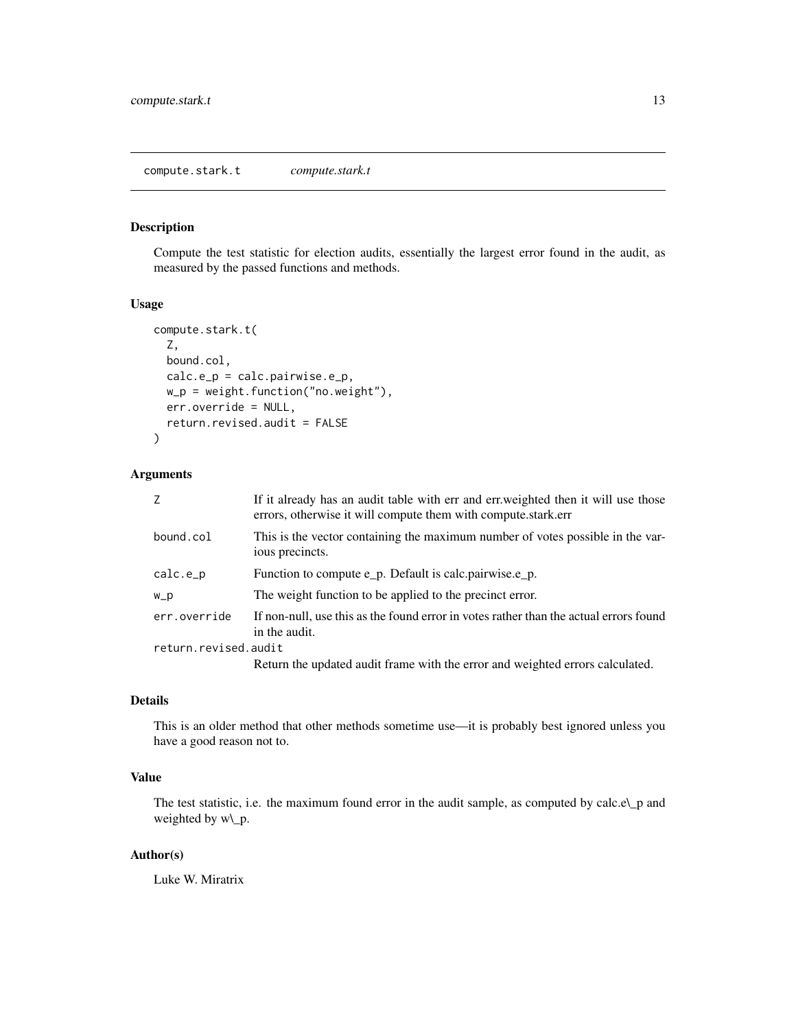# compute.stark.t *compute.stark.t*

## Description

Compute the test statistic for election audits, essentially the largest error found in the audit, as measured by the passed functions and methods.

## Usage

```
compute.stark.t(
  Z,
  bound.col,
  calc.e_p = calc.pairwise.e_p,
  w_p = weight.function("no.weight"),
  err.override = NULL,
  return.revised.audit = FALSE
)
```

## Arguments

| | |
|---|---|
| Z | If it already has an audit table with err and err.weighted then it will use those errors, otherwise it will compute them with compute.stark.err |
| bound.col | This is the vector containing the maximum number of votes possible in the various precincts. |
| calc.e_p | Function to compute e_p. Default is calc.pairwise.e_p. |
| w_p | The weight function to be applied to the precinct error. |
| err.override | If non-null, use this as the found error in votes rather than the actual errors found in the audit. |
| return.revised.audit | Return the updated audit frame with the error and weighted errors calculated. |

## Details

This is an older method that other methods sometime use—it is probably best ignored unless you have a good reason not to.

## Value

The test statistic, i.e. the maximum found error in the audit sample, as computed by calc.e\_p and weighted by w\_p.

## Author(s)

Luke W. Miratrix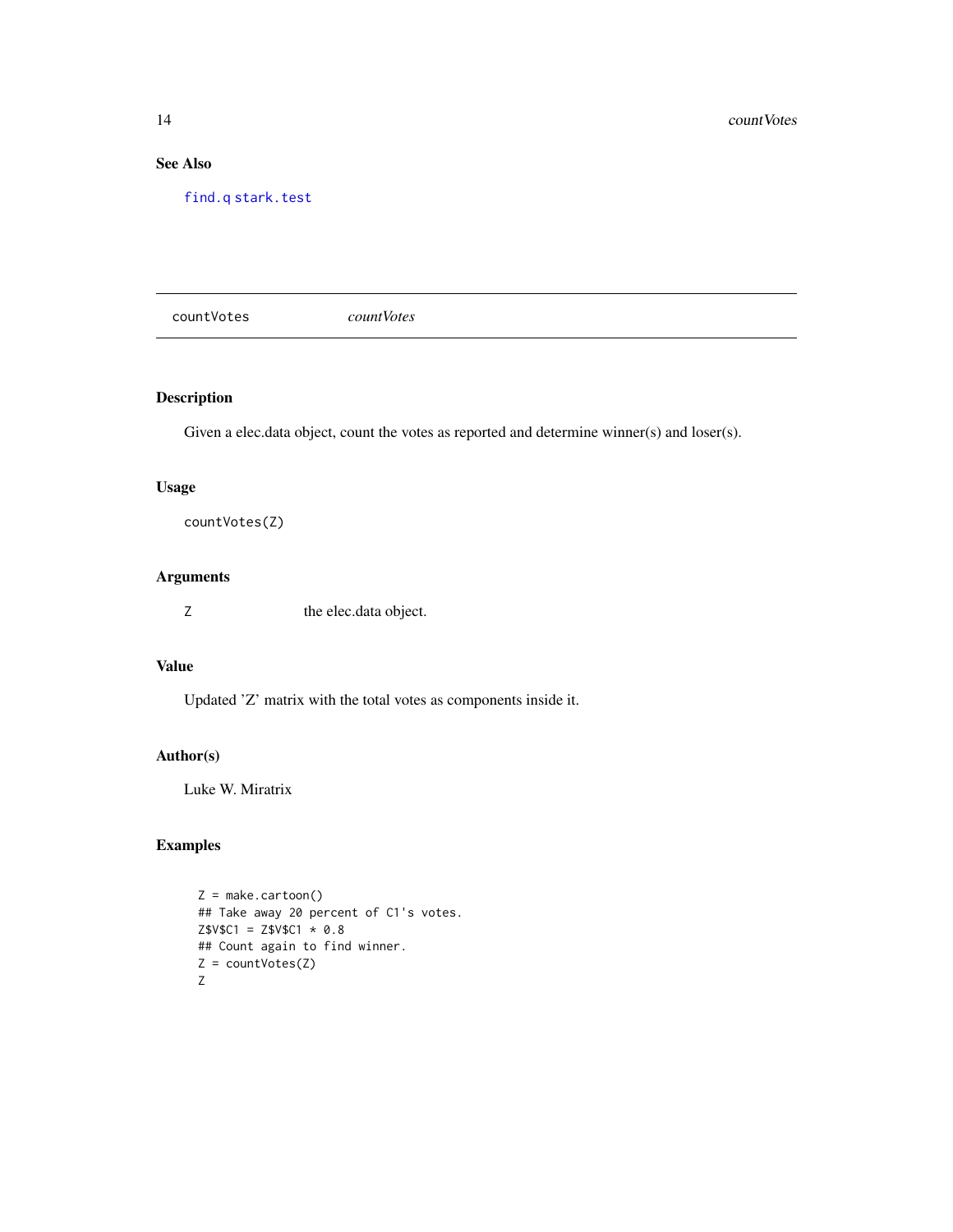### See Also

find.q stark.test

## countVotes *countVotes*

### Description

Given a elec.data object, count the votes as reported and determine winner(s) and loser(s).

### Usage

```
countVotes(Z)
```

### Arguments

| | |
|---|---|
| Z | the elec.data object. |

### Value

Updated 'Z' matrix with the total votes as components inside it.

### Author(s)

Luke W. Miratrix

### Examples

```
Z = make.cartoon()
## Take away 20 percent of C1's votes.
Z$V$C1 = Z$V$C1 * 0.8
## Count again to find winner.
Z = countVotes(Z)
Z
```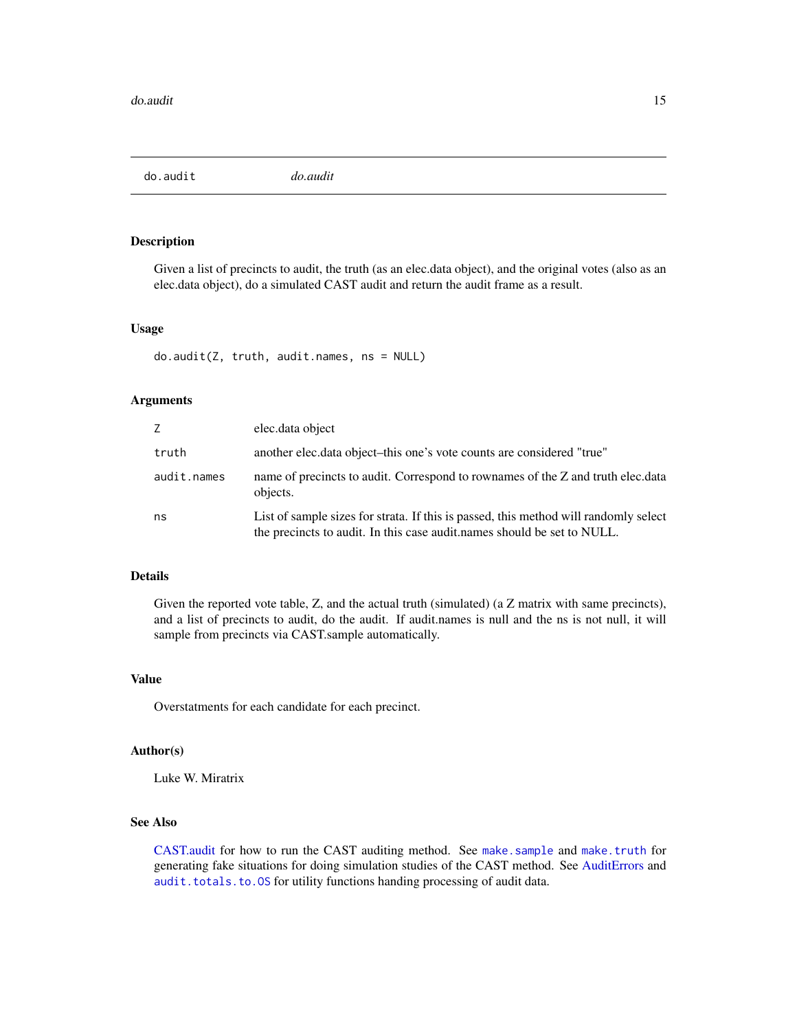# do.audit *do.audit*

## Description

Given a list of precincts to audit, the truth (as an elec.data object), and the original votes (also as an elec.data object), do a simulated CAST audit and return the audit frame as a result.

## Usage

```
do.audit(Z, truth, audit.names, ns = NULL)
```

## Arguments

| | |
|---|---|
| `Z` | elec.data object |
| `truth` | another elec.data object–this one's vote counts are considered "true" |
| `audit.names` | name of precincts to audit. Correspond to rownames of the Z and truth elec.data objects. |
| `ns` | List of sample sizes for strata. If this is passed, this method will randomly select the precincts to audit. In this case audit.names should be set to NULL. |

## Details

Given the reported vote table, Z, and the actual truth (simulated) (a Z matrix with same precincts), and a list of precincts to audit, do the audit. If audit.names is null and the ns is not null, it will sample from precincts via CAST.sample automatically.

## Value

Overstatments for each candidate for each precinct.

## Author(s)

Luke W. Miratrix

## See Also

CAST.audit for how to run the CAST auditing method. See `make.sample` and `make.truth` for generating fake situations for doing simulation studies of the CAST method. See AuditErrors and `audit.totals.to.OS` for utility functions handing processing of audit data.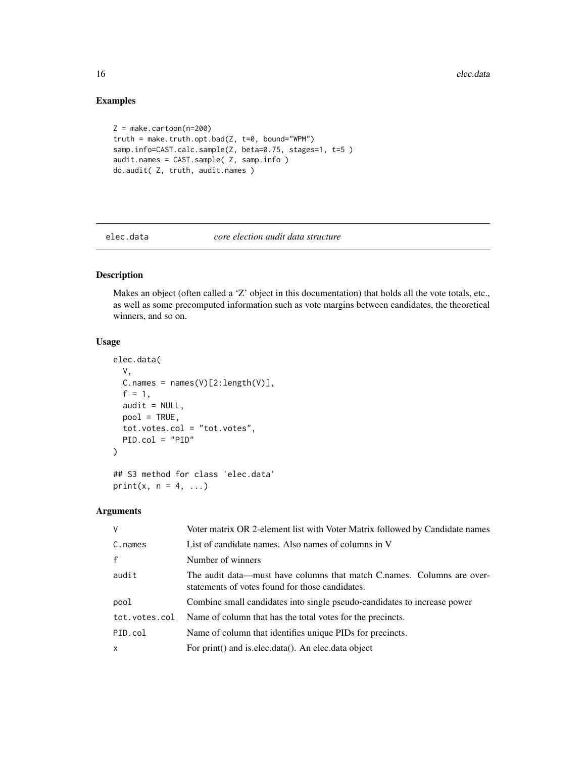## Examples

```
Z = make.cartoon(n=200)
truth = make.truth.opt.bad(Z, t=0, bound="WPM")
samp.info=CAST.calc.sample(Z, beta=0.75, stages=1, t=5 )
audit.names = CAST.sample( Z, samp.info )
do.audit( Z, truth, audit.names )
```

---

# elec.data — *core election audit data structure*

## Description

Makes an object (often called a 'Z' object in this documentation) that holds all the vote totals, etc., as well as some precomputed information such as vote margins between candidates, the theoretical winners, and so on.

## Usage

```
elec.data(
  V,
  C.names = names(V)[2:length(V)],
  f = 1,
  audit = NULL,
  pool = TRUE,
  tot.votes.col = "tot.votes",
  PID.col = "PID"
)

## S3 method for class 'elec.data'
print(x, n = 4, ...)
```

## Arguments

| | |
|---|---|
| V | Voter matrix OR 2-element list with Voter Matrix followed by Candidate names |
| C.names | List of candidate names. Also names of columns in V |
| f | Number of winners |
| audit | The audit data—must have columns that match C.names. Columns are overstatements of votes found for those candidates. |
| pool | Combine small candidates into single pseudo-candidates to increase power |
| tot.votes.col | Name of column that has the total votes for the precincts. |
| PID.col | Name of column that identifies unique PIDs for precincts. |
| x | For print() and is.elec.data(). An elec.data object |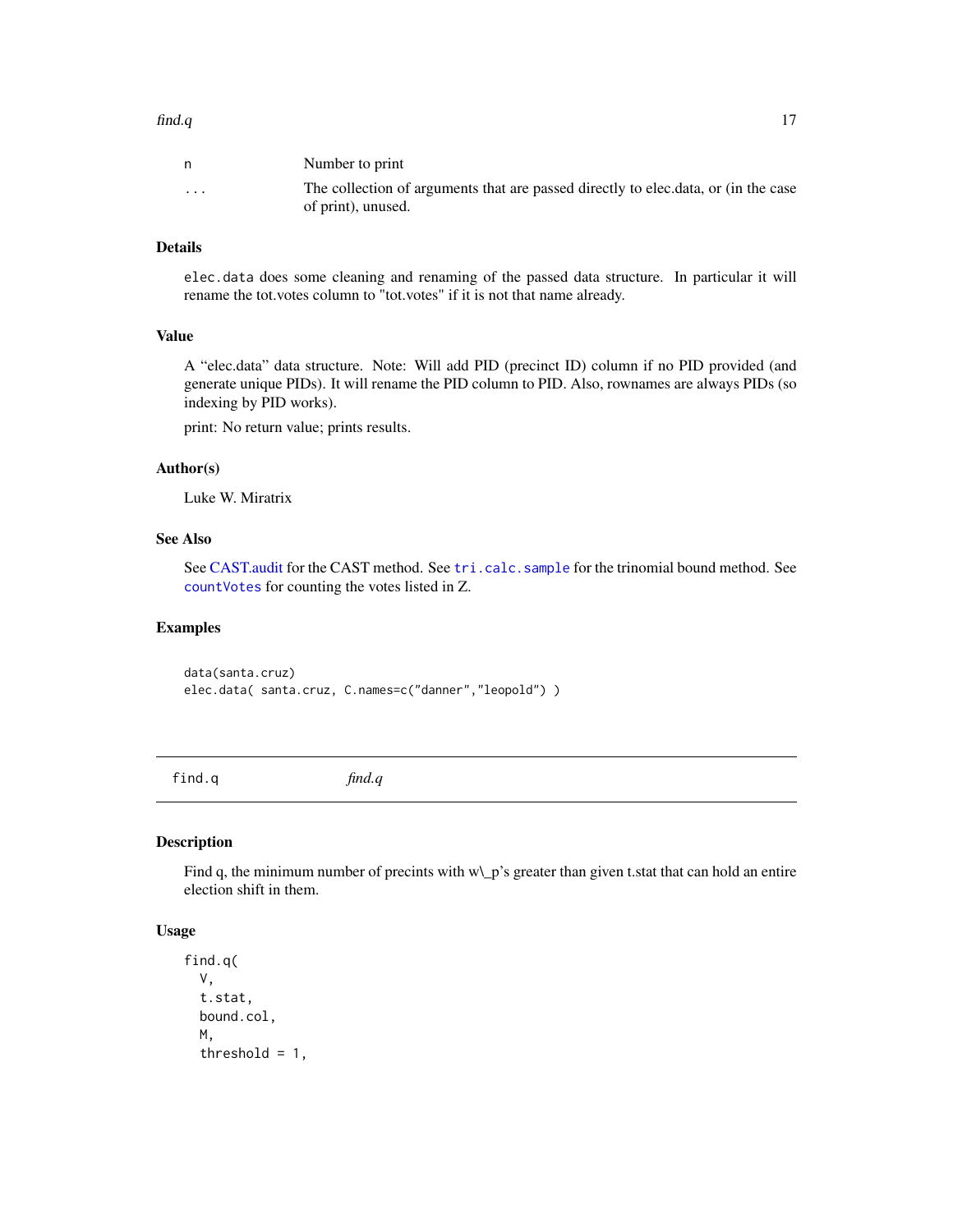| | |
|---|---|
| n | Number to print |
| ... | The collection of arguments that are passed directly to elec.data, or (in the case of print), unused. |

### Details

elec.data does some cleaning and renaming of the passed data structure. In particular it will rename the tot.votes column to "tot.votes" if it is not that name already.

### Value

A "elec.data" data structure. Note: Will add PID (precinct ID) column if no PID provided (and generate unique PIDs). It will rename the PID column to PID. Also, rownames are always PIDs (so indexing by PID works).

print: No return value; prints results.

### Author(s)

Luke W. Miratrix

### See Also

See CAST.audit for the CAST method. See tri.calc.sample for the trinomial bound method. See countVotes for counting the votes listed in Z.

### Examples

```
data(santa.cruz)
elec.data( santa.cruz, C.names=c("danner","leopold") )
```

---

## find.q &nbsp;&nbsp;&nbsp;&nbsp; *find.q*

---

### Description

Find q, the minimum number of precints with w\_p's greater than given t.stat that can hold an entire election shift in them.

### Usage

```
find.q(
  V,
  t.stat,
  bound.col,
  M,
  threshold = 1,
```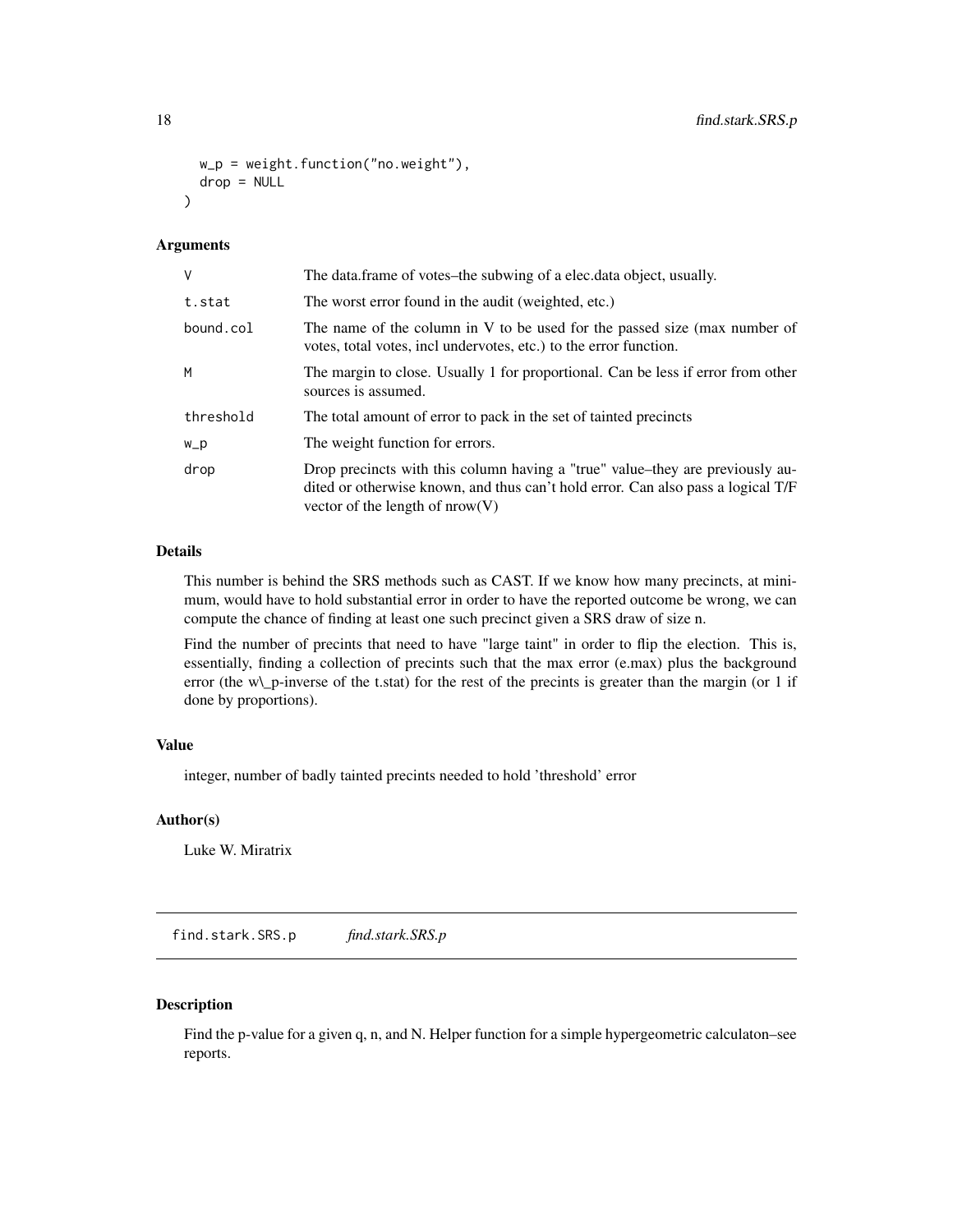```
  w_p = weight.function("no.weight"),
  drop = NULL
)
```

### Arguments

| | |
|---|---|
| V | The data.frame of votes–the subwing of a elec.data object, usually. |
| t.stat | The worst error found in the audit (weighted, etc.) |
| bound.col | The name of the column in V to be used for the passed size (max number of votes, total votes, incl undervotes, etc.) to the error function. |
| M | The margin to close. Usually 1 for proportional. Can be less if error from other sources is assumed. |
| threshold | The total amount of error to pack in the set of tainted precincts |
| w_p | The weight function for errors. |
| drop | Drop precincts with this column having a "true" value–they are previously audited or otherwise known, and thus can't hold error. Can also pass a logical T/F vector of the length of nrow(V) |

### Details

This number is behind the SRS methods such as CAST. If we know how many precincts, at minimum, would have to hold substantial error in order to have the reported outcome be wrong, we can compute the chance of finding at least one such precinct given a SRS draw of size n.

Find the number of precints that need to have "large taint" in order to flip the election. This is, essentially, finding a collection of precints such that the max error (e.max) plus the background error (the w\_p-inverse of the t.stat) for the rest of the precints is greater than the margin (or 1 if done by proportions).

### Value

integer, number of badly tainted precints needed to hold 'threshold' error

### Author(s)

Luke W. Miratrix

---

## find.stark.SRS.p    *find.stark.SRS.p*

### Description

Find the p-value for a given q, n, and N. Helper function for a simple hypergeometric calculaton–see reports.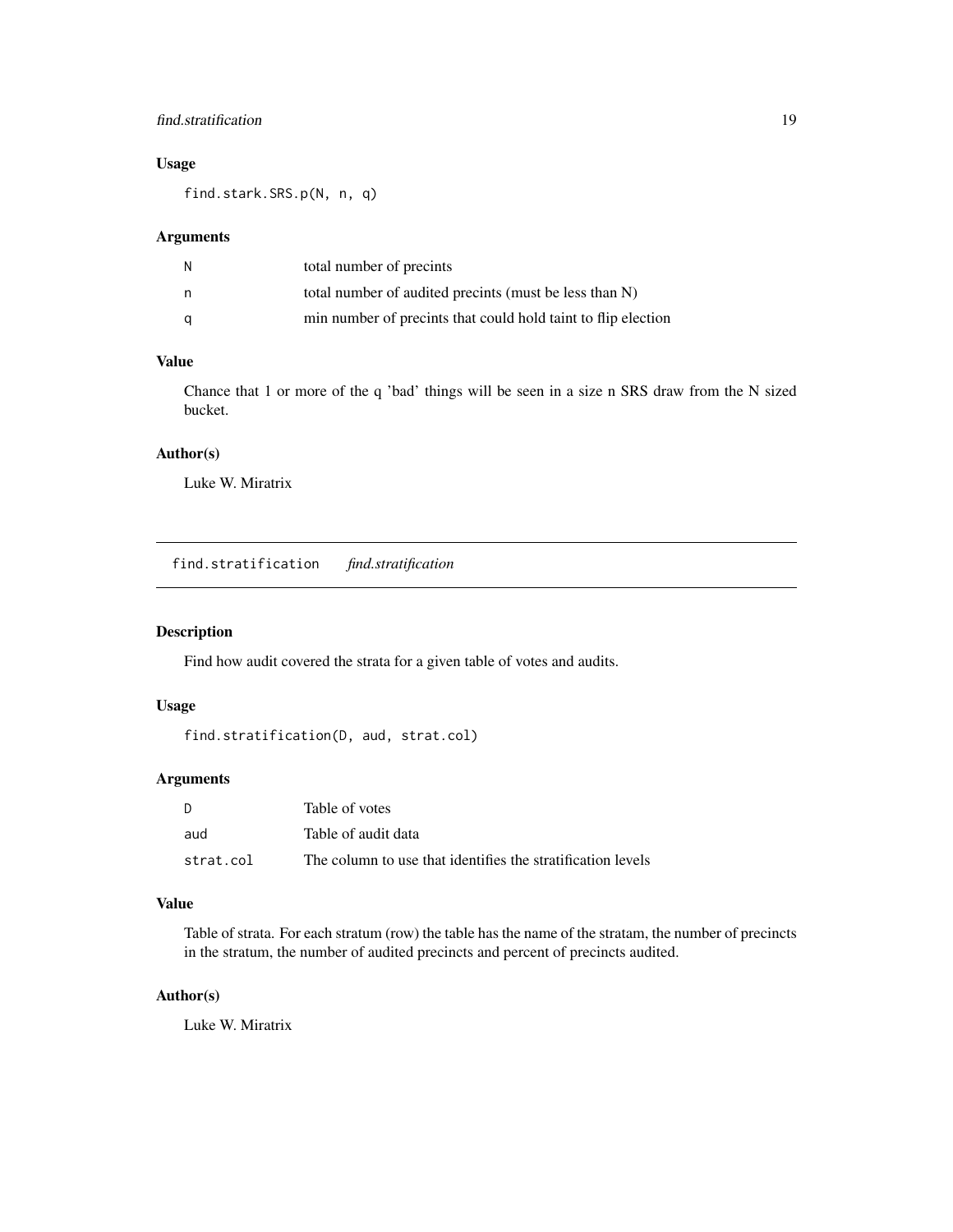### Usage

```
find.stark.SRS.p(N, n, q)
```

### Arguments

| | |
|---|---|
| N | total number of precints |
| n | total number of audited precints (must be less than N) |
| q | min number of precints that could hold taint to flip election |

### Value

Chance that 1 or more of the q 'bad' things will be seen in a size n SRS draw from the N sized bucket.

### Author(s)

Luke W. Miratrix

---

## find.stratification *find.stratification*

---

### Description

Find how audit covered the strata for a given table of votes and audits.

### Usage

```
find.stratification(D, aud, strat.col)
```

### Arguments

| | |
|---|---|
| D | Table of votes |
| aud | Table of audit data |
| strat.col | The column to use that identifies the stratification levels |

### Value

Table of strata. For each stratum (row) the table has the name of the stratam, the number of precincts in the stratum, the number of audited precincts and percent of precincts audited.

### Author(s)

Luke W. Miratrix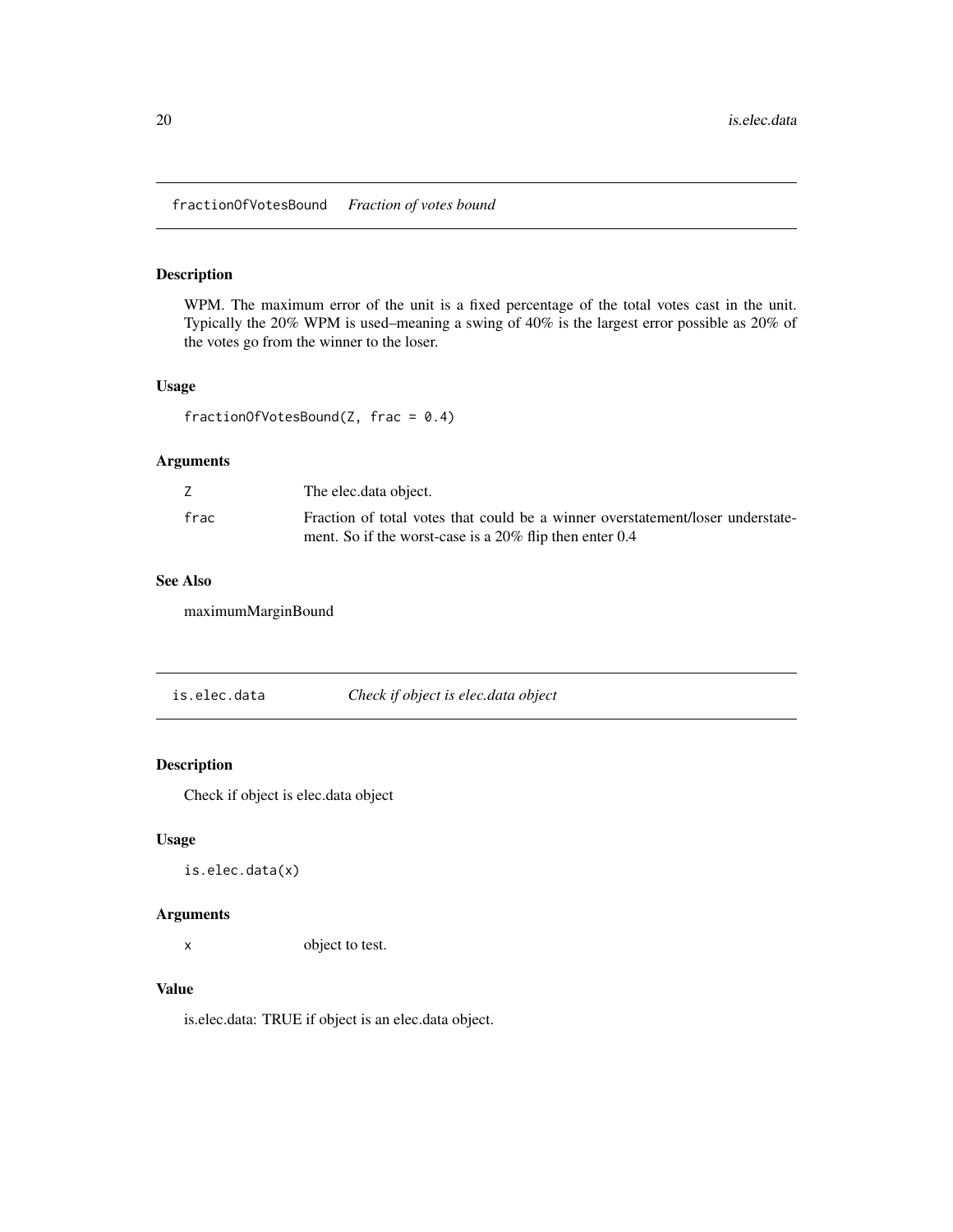## fractionOfVotesBound *Fraction of votes bound*

### Description

WPM. The maximum error of the unit is a fixed percentage of the total votes cast in the unit. Typically the 20% WPM is used–meaning a swing of 40% is the largest error possible as 20% of the votes go from the winner to the loser.

### Usage

```
fractionOfVotesBound(Z, frac = 0.4)
```

### Arguments

| | |
|---|---|
| Z | The elec.data object. |
| frac | Fraction of total votes that could be a winner overstatement/loser understatement. So if the worst-case is a 20% flip then enter 0.4 |

### See Also

maximumMarginBound

## is.elec.data *Check if object is elec.data object*

### Description

Check if object is elec.data object

### Usage

```
is.elec.data(x)
```

### Arguments

| | |
|---|---|
| x | object to test. |

### Value

is.elec.data: TRUE if object is an elec.data object.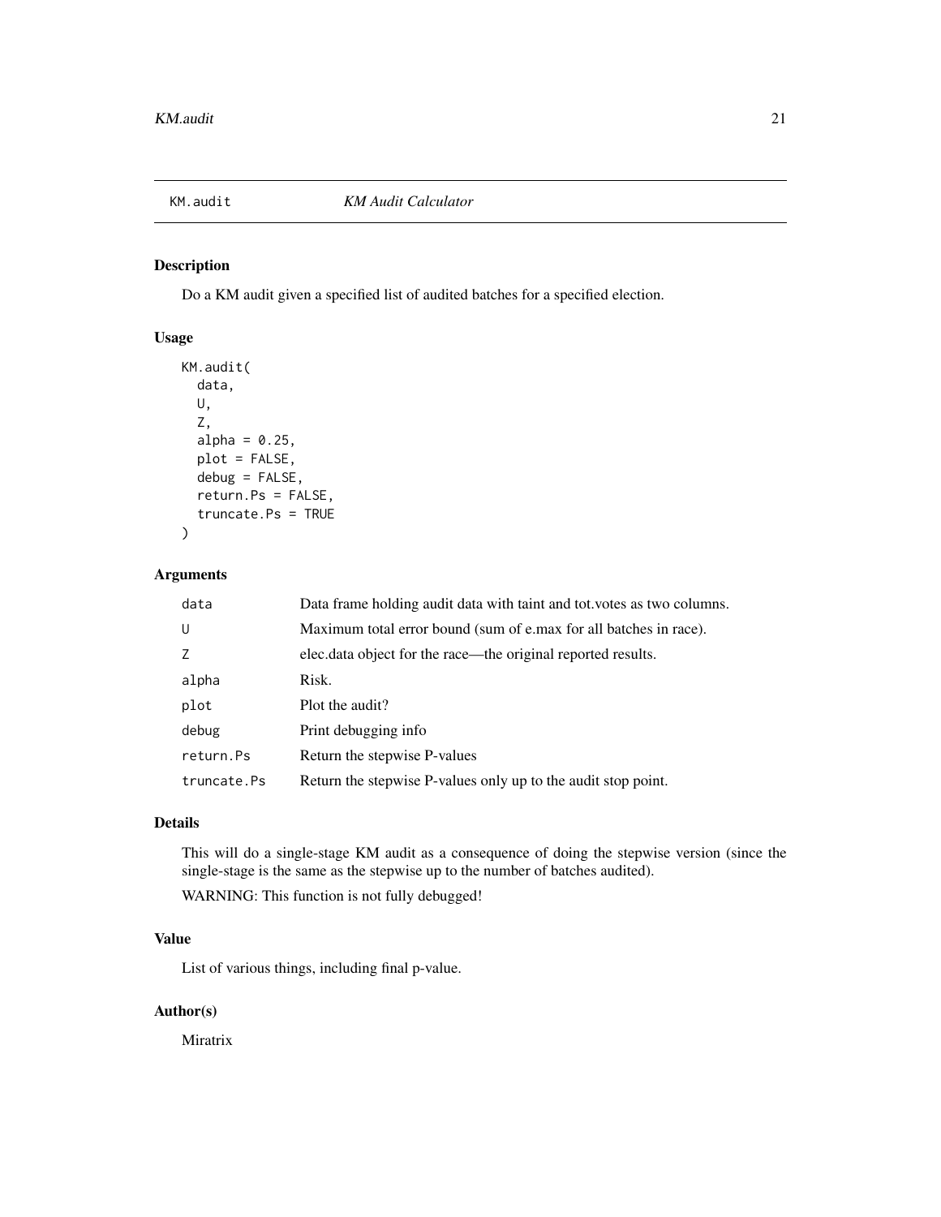# KM.audit *KM Audit Calculator*

## Description

Do a KM audit given a specified list of audited batches for a specified election.

## Usage

```
KM.audit(
  data,
  U,
  Z,
  alpha = 0.25,
  plot = FALSE,
  debug = FALSE,
  return.Ps = FALSE,
  truncate.Ps = TRUE
)
```

## Arguments

| | |
|---|---|
| data | Data frame holding audit data with taint and tot.votes as two columns. |
| U | Maximum total error bound (sum of e.max for all batches in race). |
| Z | elec.data object for the race—the original reported results. |
| alpha | Risk. |
| plot | Plot the audit? |
| debug | Print debugging info |
| return.Ps | Return the stepwise P-values |
| truncate.Ps | Return the stepwise P-values only up to the audit stop point. |

## Details

This will do a single-stage KM audit as a consequence of doing the stepwise version (since the single-stage is the same as the stepwise up to the number of batches audited).

WARNING: This function is not fully debugged!

## Value

List of various things, including final p-value.

## Author(s)

Miratrix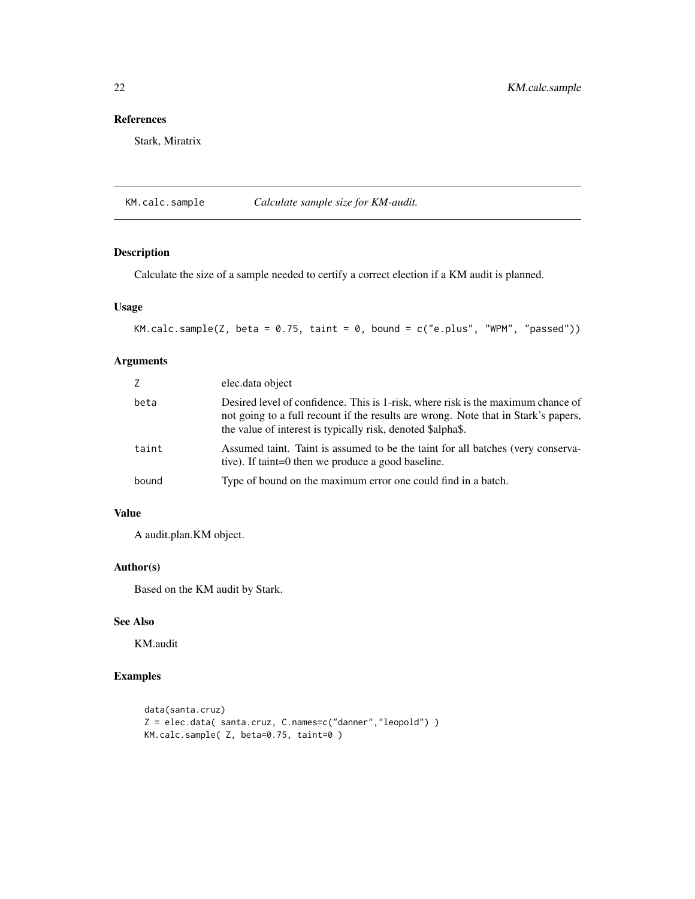## References

Stark, Miratrix

---

## KM.calc.sample *Calculate sample size for KM-audit.*

### Description

Calculate the size of a sample needed to certify a correct election if a KM audit is planned.

### Usage

```
KM.calc.sample(Z, beta = 0.75, taint = 0, bound = c("e.plus", "WPM", "passed"))
```

### Arguments

| | |
|---|---|
| Z | elec.data object |
| beta | Desired level of confidence. This is 1-risk, where risk is the maximum chance of not going to a full recount if the results are wrong. Note that in Stark's papers, the value of interest is typically risk, denoted $alpha$. |
| taint | Assumed taint. Taint is assumed to be the taint for all batches (very conservative). If taint=0 then we produce a good baseline. |
| bound | Type of bound on the maximum error one could find in a batch. |

### Value

A audit.plan.KM object.

### Author(s)

Based on the KM audit by Stark.

### See Also

KM.audit

### Examples

```
data(santa.cruz)
Z = elec.data( santa.cruz, C.names=c("danner","leopold") )
KM.calc.sample( Z, beta=0.75, taint=0 )
```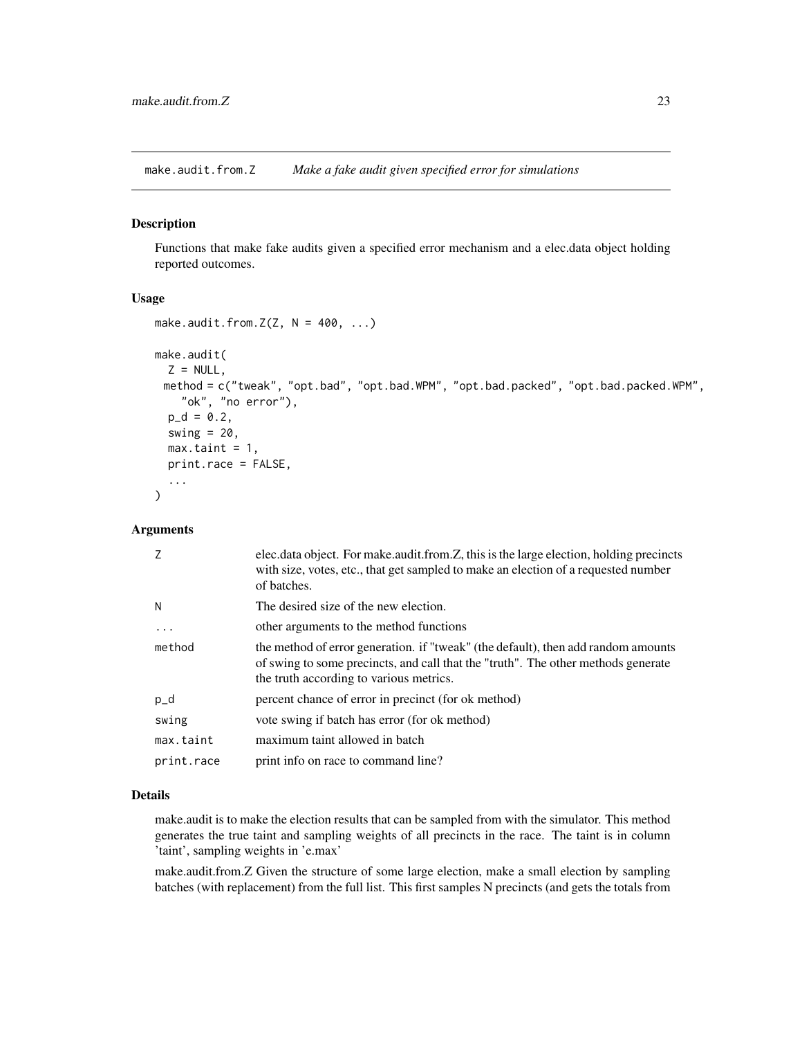# make.audit.from.Z — *Make a fake audit given specified error for simulations*

## Description

Functions that make fake audits given a specified error mechanism and a elec.data object holding reported outcomes.

## Usage

```
make.audit.from.Z(Z, N = 400, ...)

make.audit(
  Z = NULL,
  method = c("tweak", "opt.bad", "opt.bad.WPM", "opt.bad.packed", "opt.bad.packed.WPM",
    "ok", "no error"),
  p_d = 0.2,
  swing = 20,
  max.taint = 1,
  print.race = FALSE,
  ...
)
```

## Arguments

| | |
|---|---|
| Z | elec.data object. For make.audit.from.Z, this is the large election, holding precincts with size, votes, etc., that get sampled to make an election of a requested number of batches. |
| N | The desired size of the new election. |
| ... | other arguments to the method functions |
| method | the method of error generation. if "tweak" (the default), then add random amounts of swing to some precincts, and call that the "truth". The other methods generate the truth according to various metrics. |
| p_d | percent chance of error in precinct (for ok method) |
| swing | vote swing if batch has error (for ok method) |
| max.taint | maximum taint allowed in batch |
| print.race | print info on race to command line? |

## Details

make.audit is to make the election results that can be sampled from with the simulator. This method generates the true taint and sampling weights of all precincts in the race. The taint is in column 'taint', sampling weights in 'e.max'

make.audit.from.Z Given the structure of some large election, make a small election by sampling batches (with replacement) from the full list. This first samples N precincts (and gets the totals from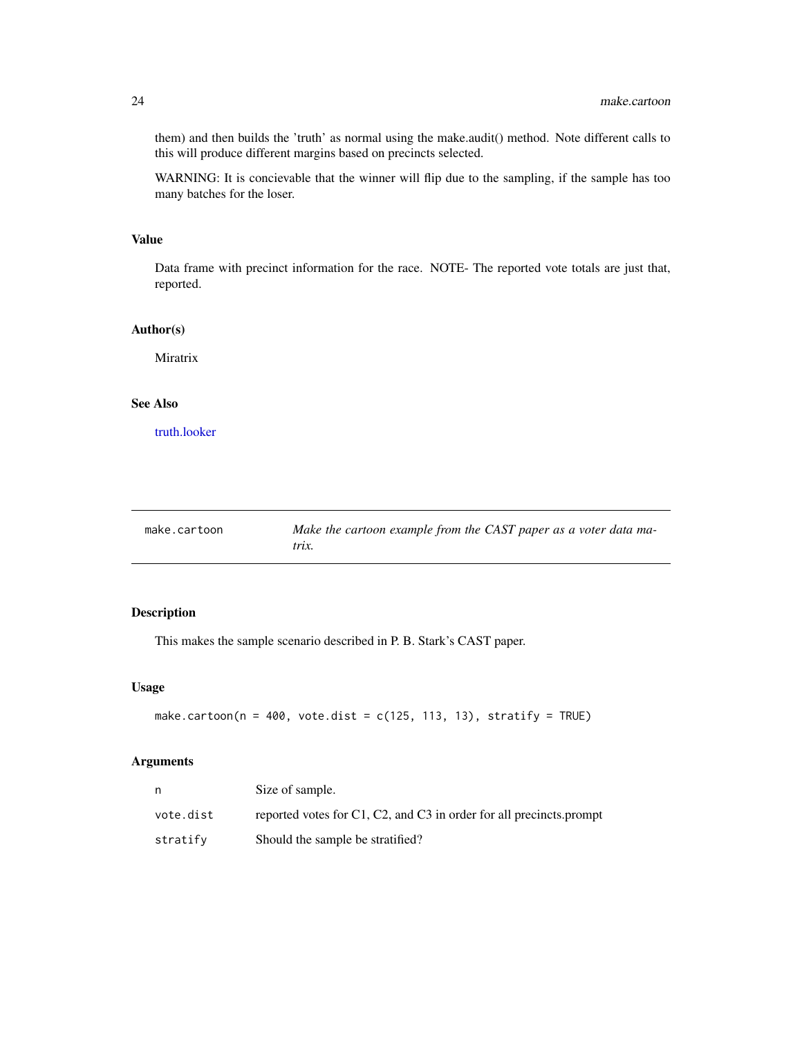them) and then builds the 'truth' as normal using the make.audit() method. Note different calls to this will produce different margins based on precincts selected.

WARNING: It is concievable that the winner will flip due to the sampling, if the sample has too many batches for the loser.

### Value

Data frame with precinct information for the race. NOTE- The reported vote totals are just that, reported.

### Author(s)

Miratrix

### See Also

truth.looker

---

## make.cartoon *Make the cartoon example from the CAST paper as a voter data matrix.*

---

### Description

This makes the sample scenario described in P. B. Stark's CAST paper.

### Usage

```
make.cartoon(n = 400, vote.dist = c(125, 113, 13), stratify = TRUE)
```

### Arguments

| | |
|---|---|
| n | Size of sample. |
| vote.dist | reported votes for C1, C2, and C3 in order for all precincts.prompt |
| stratify | Should the sample be stratified? |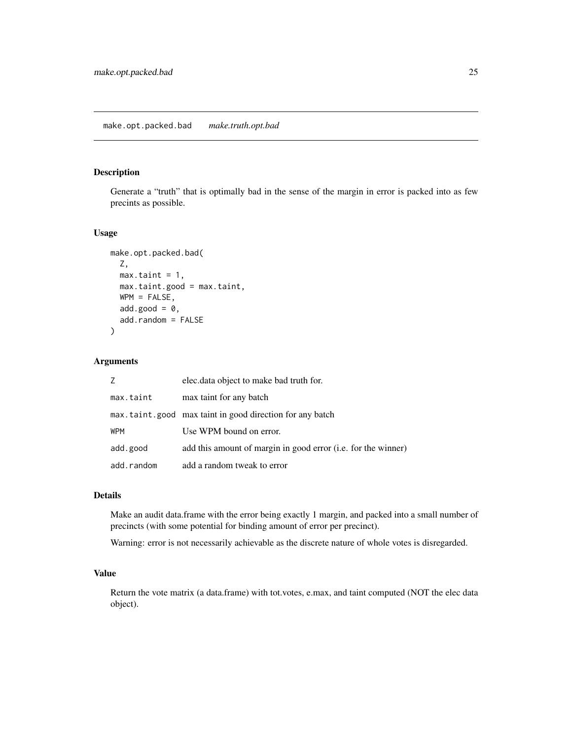# make.opt.packed.bad *make.truth.opt.bad*

## Description

Generate a "truth" that is optimally bad in the sense of the margin in error is packed into as few precints as possible.

## Usage

```
make.opt.packed.bad(
  Z,
  max.taint = 1,
  max.taint.good = max.taint,
  WPM = FALSE,
  add.good = 0,
  add.random = FALSE
)
```

## Arguments

| | |
|---|---|
| Z | elec.data object to make bad truth for. |
| max.taint | max taint for any batch |
| max.taint.good | max taint in good direction for any batch |
| WPM | Use WPM bound on error. |
| add.good | add this amount of margin in good error (i.e. for the winner) |
| add.random | add a random tweak to error |

## Details

Make an audit data.frame with the error being exactly 1 margin, and packed into a small number of precincts (with some potential for binding amount of error per precinct).

Warning: error is not necessarily achievable as the discrete nature of whole votes is disregarded.

## Value

Return the vote matrix (a data.frame) with tot.votes, e.max, and taint computed (NOT the elec data object).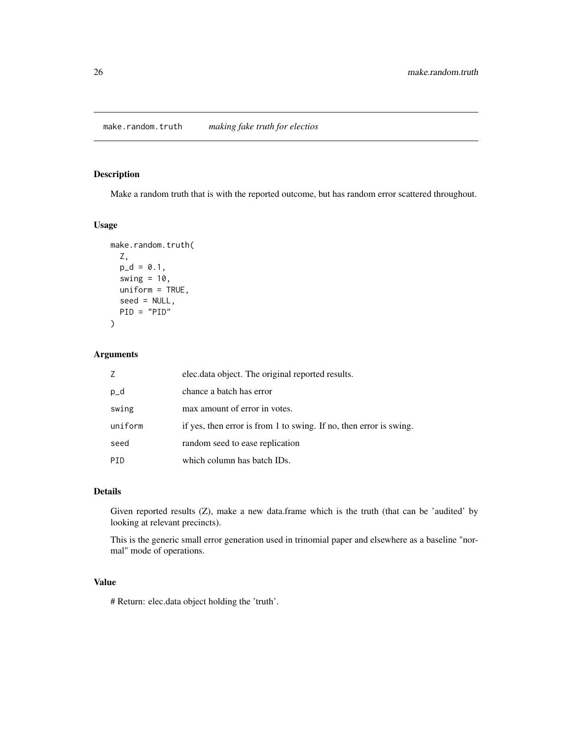# make.random.truth    *making fake truth for electios*

## Description

Make a random truth that is with the reported outcome, but has random error scattered throughout.

## Usage

```
make.random.truth(
  Z,
  p_d = 0.1,
  swing = 10,
  uniform = TRUE,
  seed = NULL,
  PID = "PID"
)
```

## Arguments

| | |
|---|---|
| Z | elec.data object. The original reported results. |
| p_d | chance a batch has error |
| swing | max amount of error in votes. |
| uniform | if yes, then error is from 1 to swing. If no, then error is swing. |
| seed | random seed to ease replication |
| PID | which column has batch IDs. |

## Details

Given reported results (Z), make a new data.frame which is the truth (that can be 'audited' by looking at relevant precincts).

This is the generic small error generation used in trinomial paper and elsewhere as a baseline "normal" mode of operations.

## Value

# Return: elec.data object holding the 'truth'.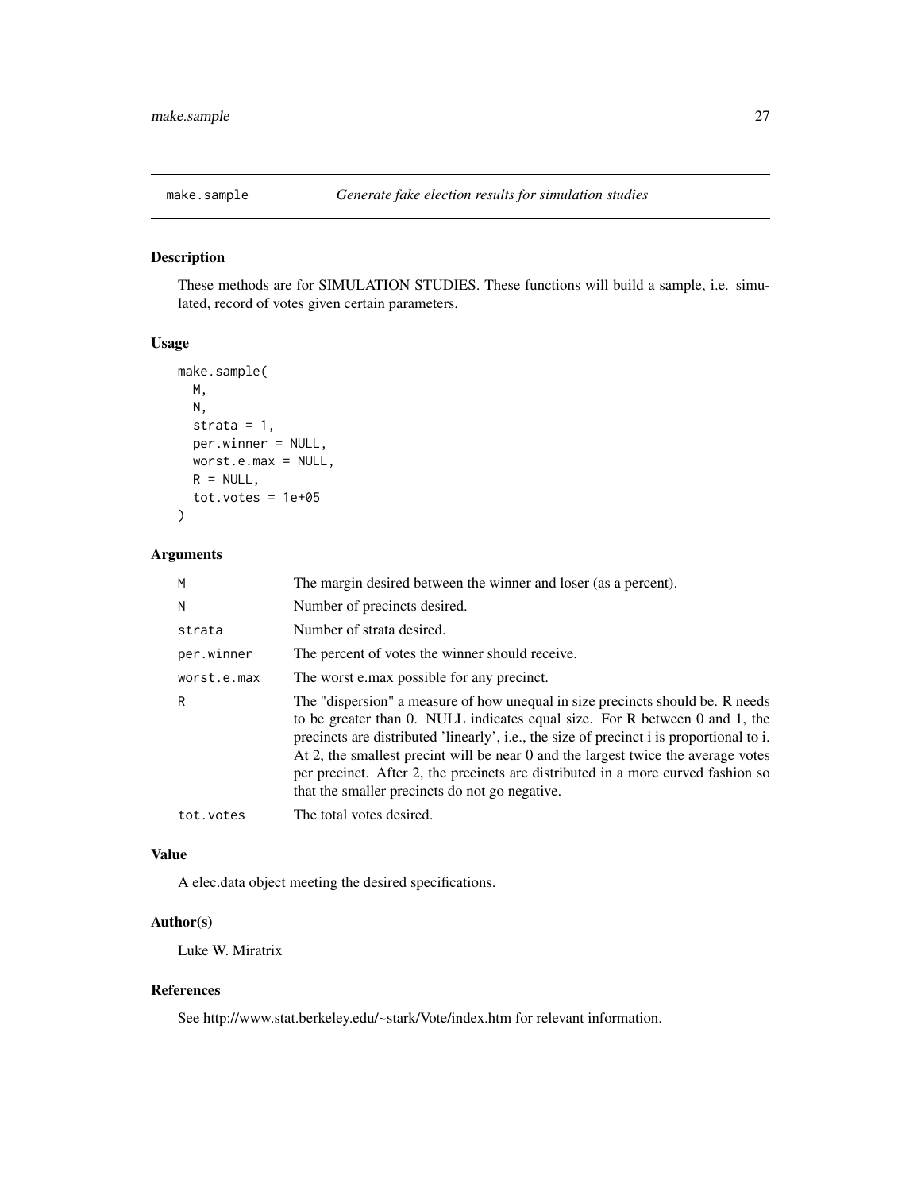## make.sample *Generate fake election results for simulation studies*

### Description

These methods are for SIMULATION STUDIES. These functions will build a sample, i.e. simulated, record of votes given certain parameters.

### Usage

```
make.sample(
  M,
  N,
  strata = 1,
  per.winner = NULL,
  worst.e.max = NULL,
  R = NULL,
  tot.votes = 1e+05
)
```

### Arguments

| | |
|---|---|
| M | The margin desired between the winner and loser (as a percent). |
| N | Number of precincts desired. |
| strata | Number of strata desired. |
| per.winner | The percent of votes the winner should receive. |
| worst.e.max | The worst e.max possible for any precinct. |
| R | The "dispersion" a measure of how unequal in size precincts should be. R needs to be greater than 0. NULL indicates equal size. For R between 0 and 1, the precincts are distributed 'linearly', i.e., the size of precinct i is proportional to i. At 2, the smallest precint will be near 0 and the largest twice the average votes per precinct. After 2, the precincts are distributed in a more curved fashion so that the smaller precincts do not go negative. |
| tot.votes | The total votes desired. |

### Value

A elec.data object meeting the desired specifications.

### Author(s)

Luke W. Miratrix

### References

See http://www.stat.berkeley.edu/~stark/Vote/index.htm for relevant information.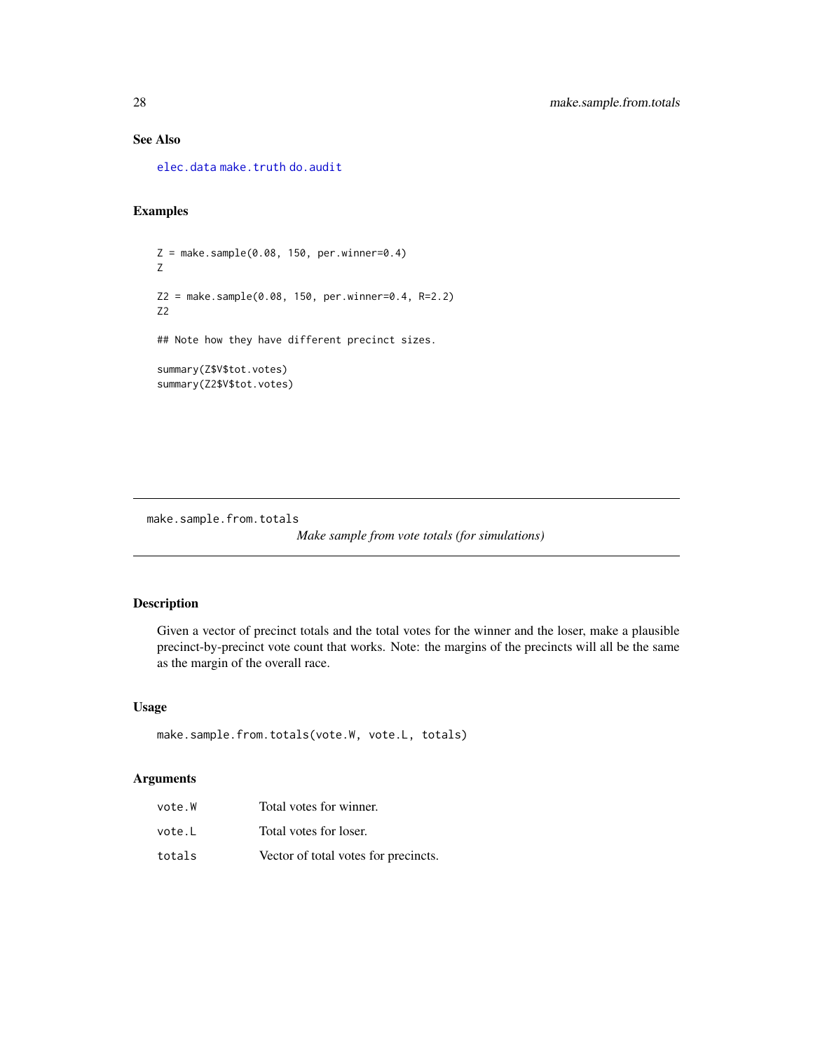### See Also

elec.data make.truth do.audit

### Examples

```
Z = make.sample(0.08, 150, per.winner=0.4)
Z

Z2 = make.sample(0.08, 150, per.winner=0.4, R=2.2)
Z2

## Note how they have different precinct sizes.

summary(Z$V$tot.votes)
summary(Z2$V$tot.votes)
```

---

## make.sample.from.totals

*Make sample from vote totals (for simulations)*

---

### Description

Given a vector of precinct totals and the total votes for the winner and the loser, make a plausible precinct-by-precinct vote count that works. Note: the margins of the precincts will all be the same as the margin of the overall race.

### Usage

```
make.sample.from.totals(vote.W, vote.L, totals)
```

### Arguments

| | |
|---|---|
| vote.W | Total votes for winner. |
| vote.L | Total votes for loser. |
| totals | Vector of total votes for precincts. |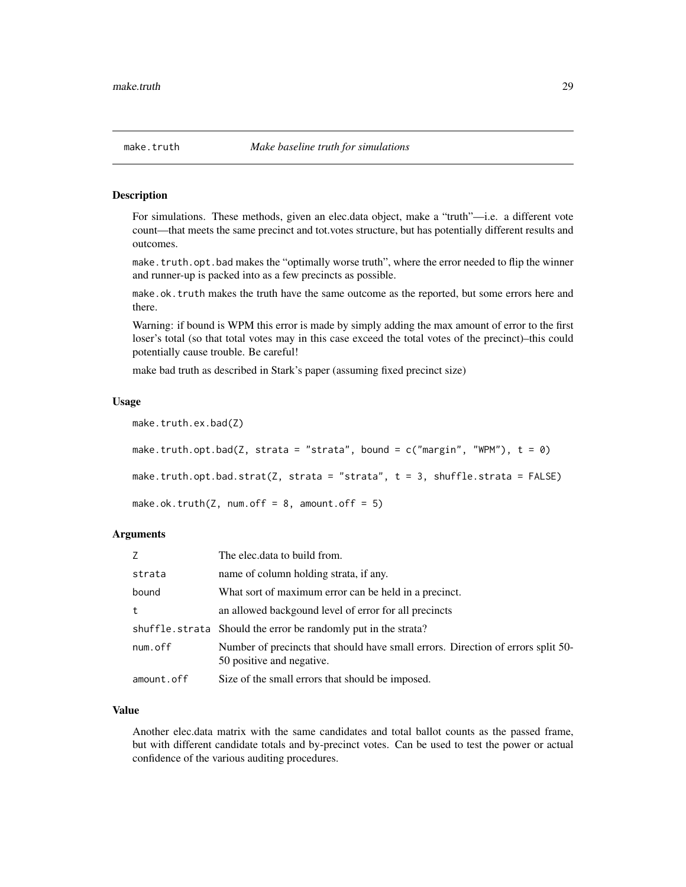## make.truth *Make baseline truth for simulations*

### Description

For simulations. These methods, given an elec.data object, make a "truth"—i.e. a different vote count—that meets the same precinct and tot.votes structure, but has potentially different results and outcomes.

make.truth.opt.bad makes the "optimally worse truth", where the error needed to flip the winner and runner-up is packed into as a few precincts as possible.

make.ok.truth makes the truth have the same outcome as the reported, but some errors here and there.

Warning: if bound is WPM this error is made by simply adding the max amount of error to the first loser's total (so that total votes may in this case exceed the total votes of the precinct)–this could potentially cause trouble. Be careful!

make bad truth as described in Stark's paper (assuming fixed precinct size)

### Usage

```
make.truth.ex.bad(Z)

make.truth.opt.bad(Z, strata = "strata", bound = c("margin", "WPM"), t = 0)

make.truth.opt.bad.strat(Z, strata = "strata", t = 3, shuffle.strata = FALSE)

make.ok.truth(Z, num.off = 8, amount.off = 5)
```

### Arguments

| | |
|---|---|
| Z | The elec.data to build from. |
| strata | name of column holding strata, if any. |
| bound | What sort of maximum error can be held in a precinct. |
| t | an allowed backgound level of error for all precincts |
| shuffle.strata | Should the error be randomly put in the strata? |
| num.off | Number of precincts that should have small errors. Direction of errors split 50-50 positive and negative. |
| amount.off | Size of the small errors that should be imposed. |

### Value

Another elec.data matrix with the same candidates and total ballot counts as the passed frame, but with different candidate totals and by-precinct votes. Can be used to test the power or actual confidence of the various auditing procedures.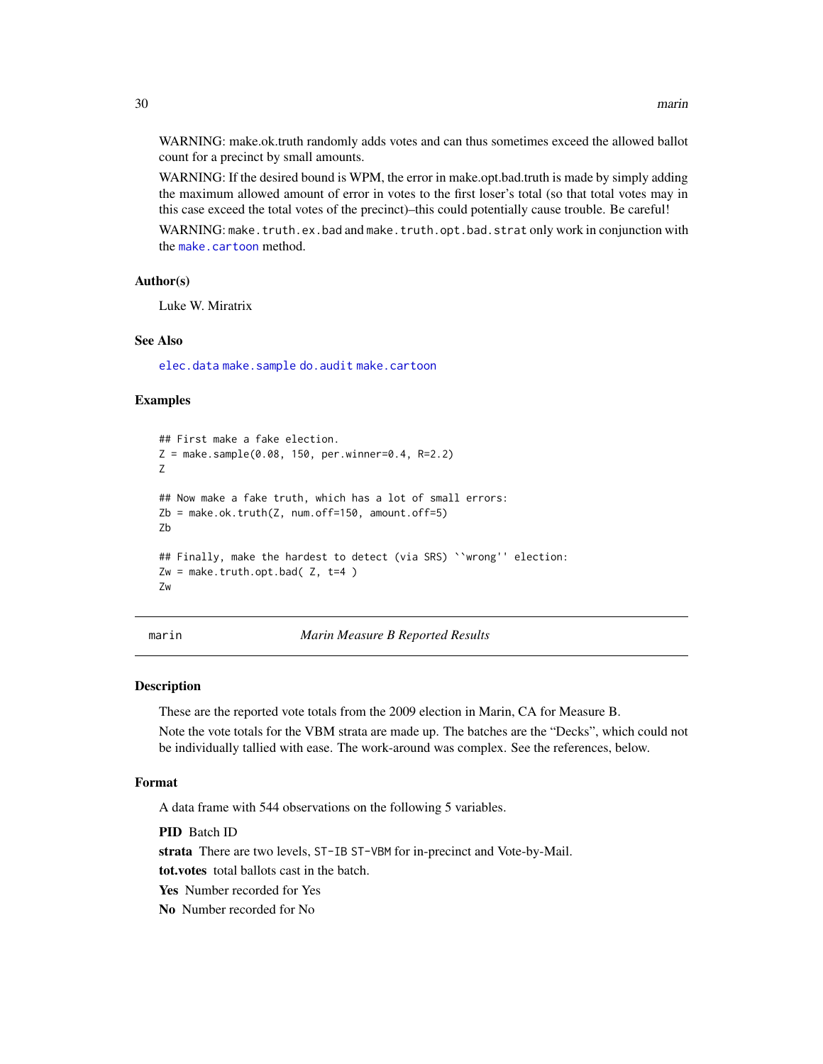WARNING: make.ok.truth randomly adds votes and can thus sometimes exceed the allowed ballot count for a precinct by small amounts.

WARNING: If the desired bound is WPM, the error in make.opt.bad.truth is made by simply adding the maximum allowed amount of error in votes to the first loser's total (so that total votes may in this case exceed the total votes of the precinct)–this could potentially cause trouble. Be careful!

WARNING: `make.truth.ex.bad` and `make.truth.opt.bad.strat` only work in conjunction with the `make.cartoon` method.

### Author(s)

Luke W. Miratrix

### See Also

`elec.data` `make.sample` `do.audit` `make.cartoon`

### Examples

```
## First make a fake election.
Z = make.sample(0.08, 150, per.winner=0.4, R=2.2)
Z

## Now make a fake truth, which has a lot of small errors:
Zb = make.ok.truth(Z, num.off=150, amount.off=5)
Zb

## Finally, make the hardest to detect (via SRS) ``wrong'' election:
Zw = make.truth.opt.bad( Z, t=4 )
Zw
```

---

## marin — *Marin Measure B Reported Results*

### Description

These are the reported vote totals from the 2009 election in Marin, CA for Measure B.

Note the vote totals for the VBM strata are made up. The batches are the "Decks", which could not be individually tallied with ease. The work-around was complex. See the references, below.

### Format

A data frame with 544 observations on the following 5 variables.

**PID** Batch ID

**strata** There are two levels, `ST-IB` `ST-VBM` for in-precinct and Vote-by-Mail.

**tot.votes** total ballots cast in the batch.

**Yes** Number recorded for Yes

**No** Number recorded for No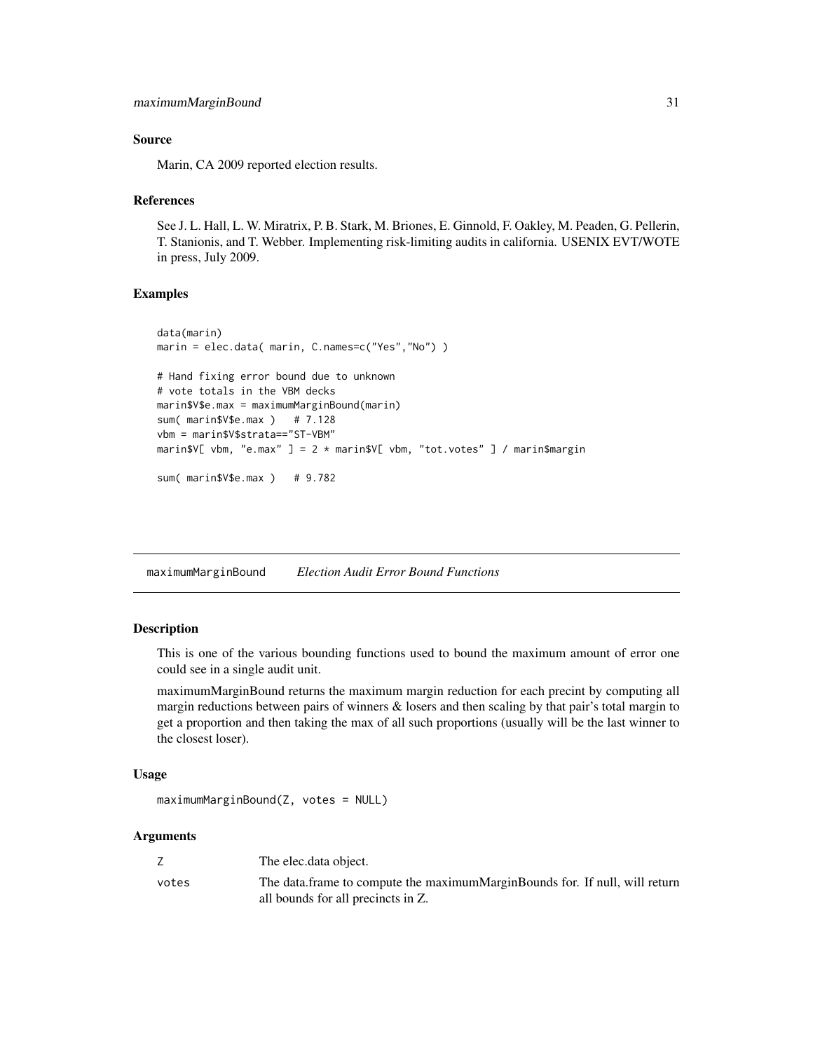### Source

Marin, CA 2009 reported election results.

### References

See J. L. Hall, L. W. Miratrix, P. B. Stark, M. Briones, E. Ginnold, F. Oakley, M. Peaden, G. Pellerin, T. Stanionis, and T. Webber. Implementing risk-limiting audits in california. USENIX EVT/WOTE in press, July 2009.

### Examples

```
data(marin)
marin = elec.data( marin, C.names=c("Yes","No") )

# Hand fixing error bound due to unknown
# vote totals in the VBM decks
marin$V$e.max = maximumMarginBound(marin)
sum( marin$V$e.max )   # 7.128
vbm = marin$V$strata=="ST-VBM"
marin$V[ vbm, "e.max" ] = 2 * marin$V[ vbm, "tot.votes" ] / marin$margin

sum( marin$V$e.max )   # 9.782
```

---

## maximumMarginBound    *Election Audit Error Bound Functions*

### Description

This is one of the various bounding functions used to bound the maximum amount of error one could see in a single audit unit.

maximumMarginBound returns the maximum margin reduction for each precint by computing all margin reductions between pairs of winners & losers and then scaling by that pair's total margin to get a proportion and then taking the max of all such proportions (usually will be the last winner to the closest loser).

### Usage

```
maximumMarginBound(Z, votes = NULL)
```

### Arguments

| | |
|---|---|
| `Z` | The elec.data object. |
| `votes` | The data.frame to compute the maximumMarginBounds for. If null, will return all bounds for all precincts in Z. |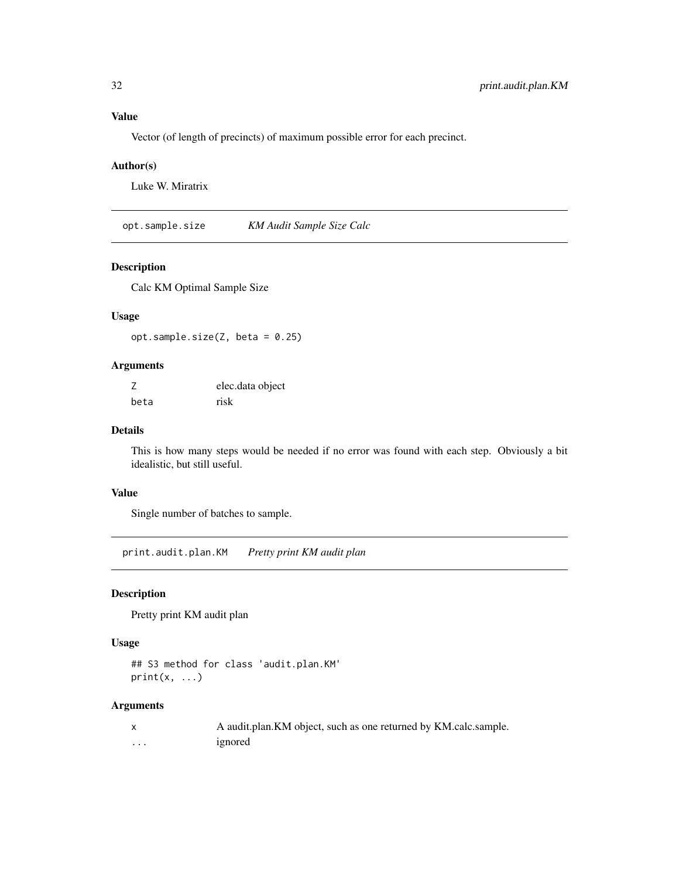## Value

Vector (of length of precincts) of maximum possible error for each precinct.

## Author(s)

Luke W. Miratrix

---

# opt.sample.size — *KM Audit Sample Size Calc*

## Description

Calc KM Optimal Sample Size

## Usage

```
opt.sample.size(Z, beta = 0.25)
```

## Arguments

| | |
|---|---|
| Z | elec.data object |
| beta | risk |

## Details

This is how many steps would be needed if no error was found with each step. Obviously a bit idealistic, but still useful.

## Value

Single number of batches to sample.

---

# print.audit.plan.KM — *Pretty print KM audit plan*

## Description

Pretty print KM audit plan

## Usage

```
## S3 method for class 'audit.plan.KM'
print(x, ...)
```

## Arguments

| | |
|---|---|
| x | A audit.plan.KM object, such as one returned by KM.calc.sample. |
| ... | ignored |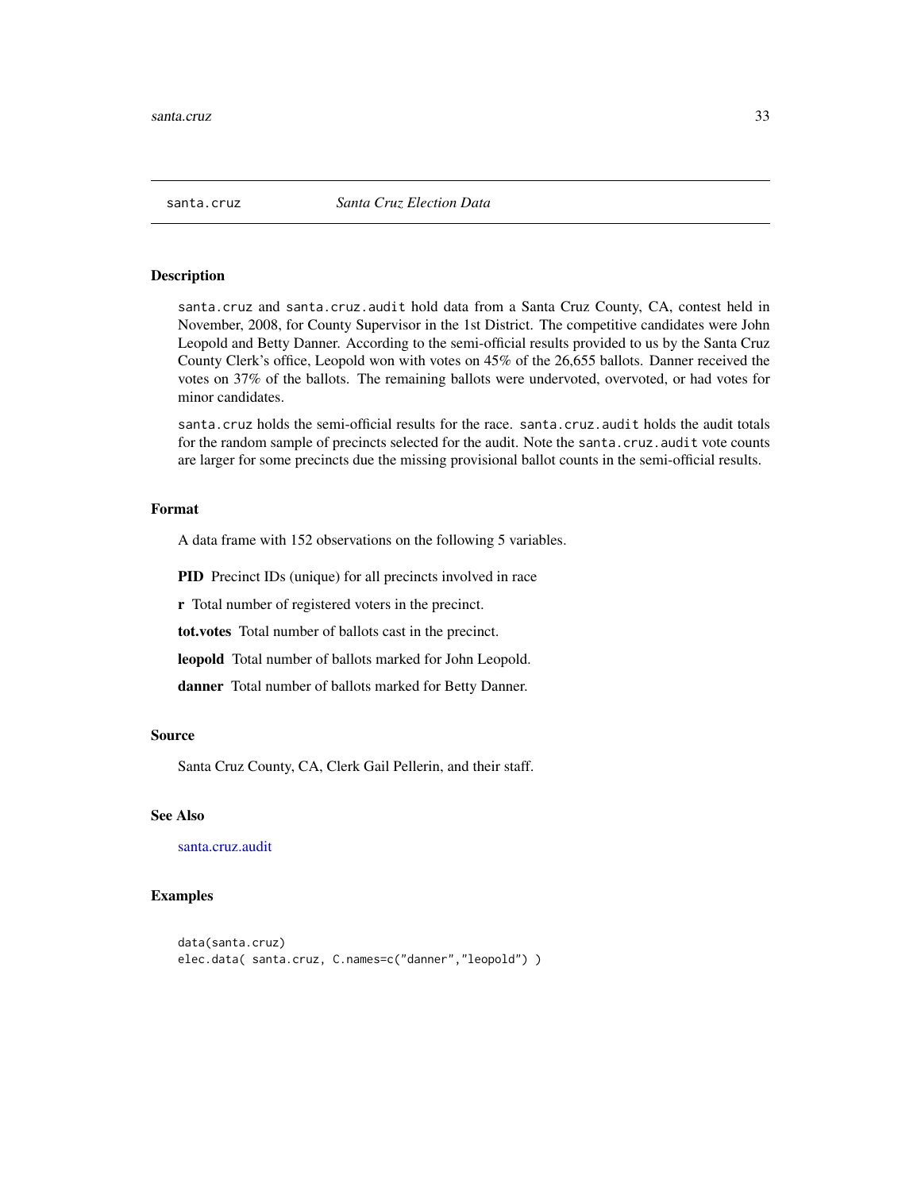## santa.cruz — *Santa Cruz Election Data*

### Description

santa.cruz and santa.cruz.audit hold data from a Santa Cruz County, CA, contest held in November, 2008, for County Supervisor in the 1st District. The competitive candidates were John Leopold and Betty Danner. According to the semi-official results provided to us by the Santa Cruz County Clerk's office, Leopold won with votes on 45% of the 26,655 ballots. Danner received the votes on 37% of the ballots. The remaining ballots were undervoted, overvoted, or had votes for minor candidates.

santa.cruz holds the semi-official results for the race. santa.cruz.audit holds the audit totals for the random sample of precincts selected for the audit. Note the santa.cruz.audit vote counts are larger for some precincts due the missing provisional ballot counts in the semi-official results.

### Format

A data frame with 152 observations on the following 5 variables.

**PID** Precinct IDs (unique) for all precincts involved in race

**r** Total number of registered voters in the precinct.

**tot.votes** Total number of ballots cast in the precinct.

**leopold** Total number of ballots marked for John Leopold.

**danner** Total number of ballots marked for Betty Danner.

### Source

Santa Cruz County, CA, Clerk Gail Pellerin, and their staff.

### See Also

santa.cruz.audit

### Examples

```
data(santa.cruz)
elec.data( santa.cruz, C.names=c("danner","leopold") )
```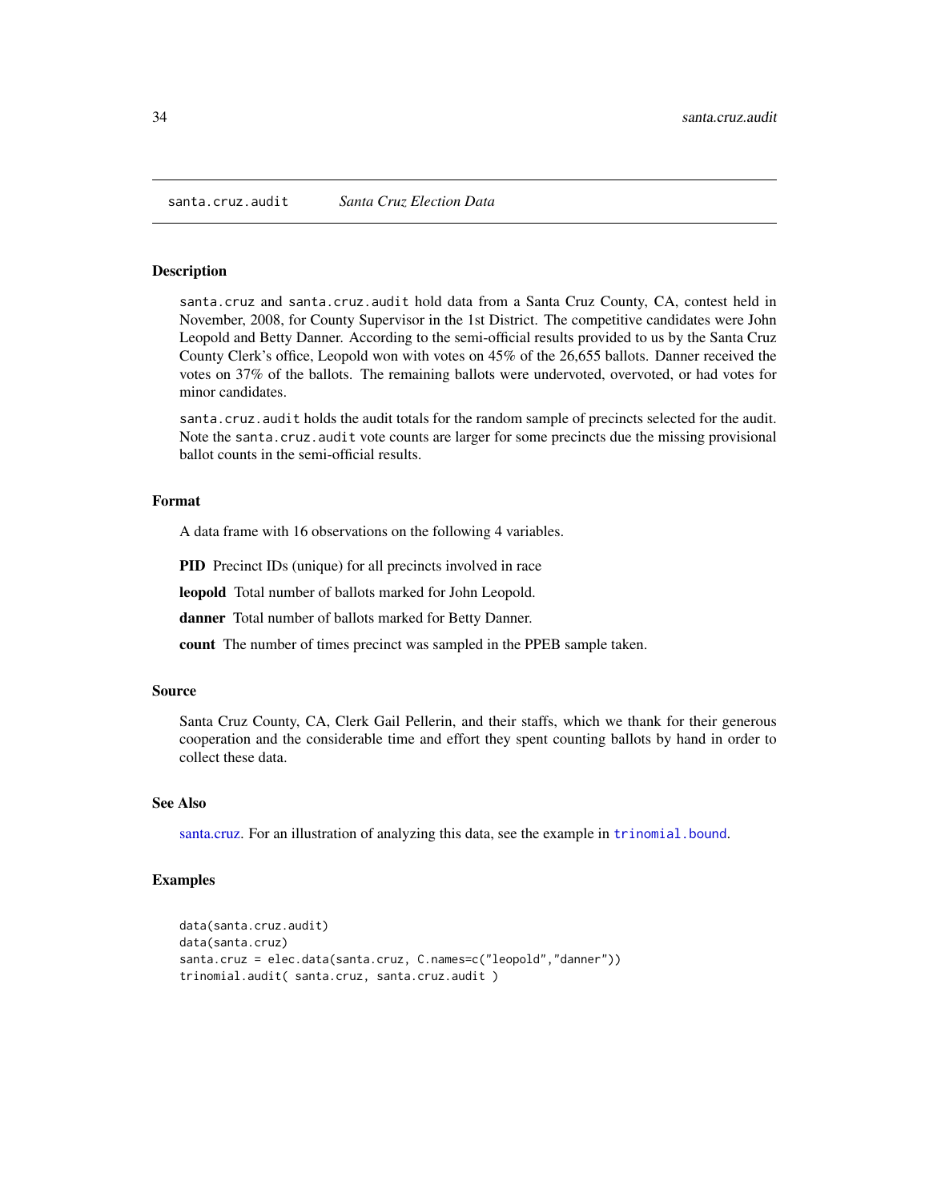# santa.cruz.audit *Santa Cruz Election Data*

## Description

santa.cruz and santa.cruz.audit hold data from a Santa Cruz County, CA, contest held in November, 2008, for County Supervisor in the 1st District. The competitive candidates were John Leopold and Betty Danner. According to the semi-official results provided to us by the Santa Cruz County Clerk's office, Leopold won with votes on 45% of the 26,655 ballots. Danner received the votes on 37% of the ballots. The remaining ballots were undervoted, overvoted, or had votes for minor candidates.

santa.cruz.audit holds the audit totals for the random sample of precincts selected for the audit. Note the santa.cruz.audit vote counts are larger for some precincts due the missing provisional ballot counts in the semi-official results.

## Format

A data frame with 16 observations on the following 4 variables.

**PID** Precinct IDs (unique) for all precincts involved in race

**leopold** Total number of ballots marked for John Leopold.

**danner** Total number of ballots marked for Betty Danner.

**count** The number of times precinct was sampled in the PPEB sample taken.

## Source

Santa Cruz County, CA, Clerk Gail Pellerin, and their staffs, which we thank for their generous cooperation and the considerable time and effort they spent counting ballots by hand in order to collect these data.

## See Also

santa.cruz. For an illustration of analyzing this data, see the example in trinomial.bound.

## Examples

```
data(santa.cruz.audit)
data(santa.cruz)
santa.cruz = elec.data(santa.cruz, C.names=c("leopold","danner"))
trinomial.audit( santa.cruz, santa.cruz.audit )
```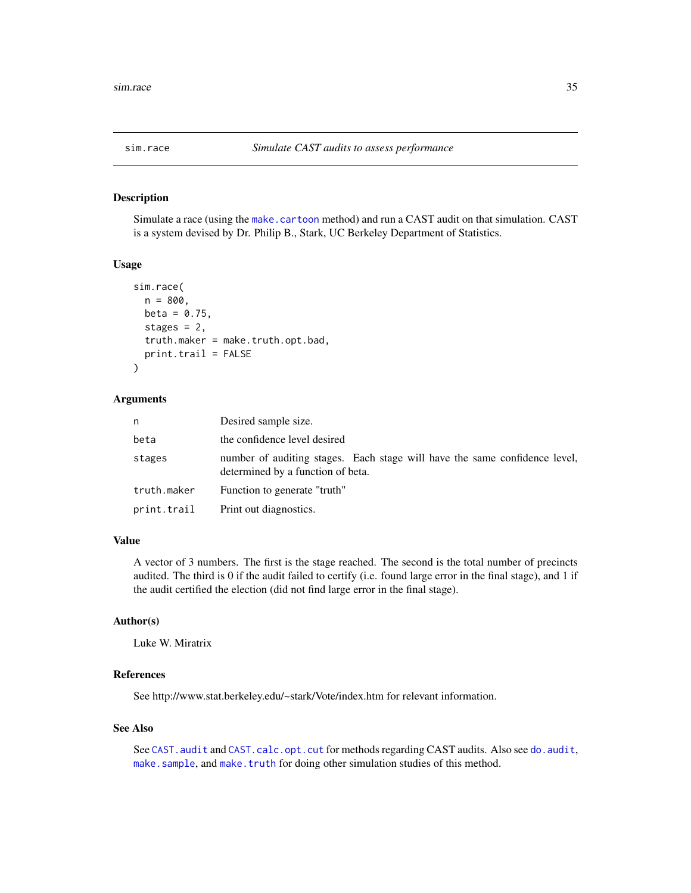## sim.race *Simulate CAST audits to assess performance*

### Description

Simulate a race (using the `make.cartoon` method) and run a CAST audit on that simulation. CAST is a system devised by Dr. Philip B., Stark, UC Berkeley Department of Statistics.

### Usage

```
sim.race(
  n = 800,
  beta = 0.75,
  stages = 2,
  truth.maker = make.truth.opt.bad,
  print.trail = FALSE
)
```

### Arguments

| | |
|---|---|
| `n` | Desired sample size. |
| `beta` | the confidence level desired |
| `stages` | number of auditing stages. Each stage will have the same confidence level, determined by a function of beta. |
| `truth.maker` | Function to generate "truth" |
| `print.trail` | Print out diagnostics. |

### Value

A vector of 3 numbers. The first is the stage reached. The second is the total number of precincts audited. The third is 0 if the audit failed to certify (i.e. found large error in the final stage), and 1 if the audit certified the election (did not find large error in the final stage).

### Author(s)

Luke W. Miratrix

### References

See http://www.stat.berkeley.edu/~stark/Vote/index.htm for relevant information.

### See Also

See `CAST.audit` and `CAST.calc.opt.cut` for methods regarding CAST audits. Also see `do.audit`, `make.sample`, and `make.truth` for doing other simulation studies of this method.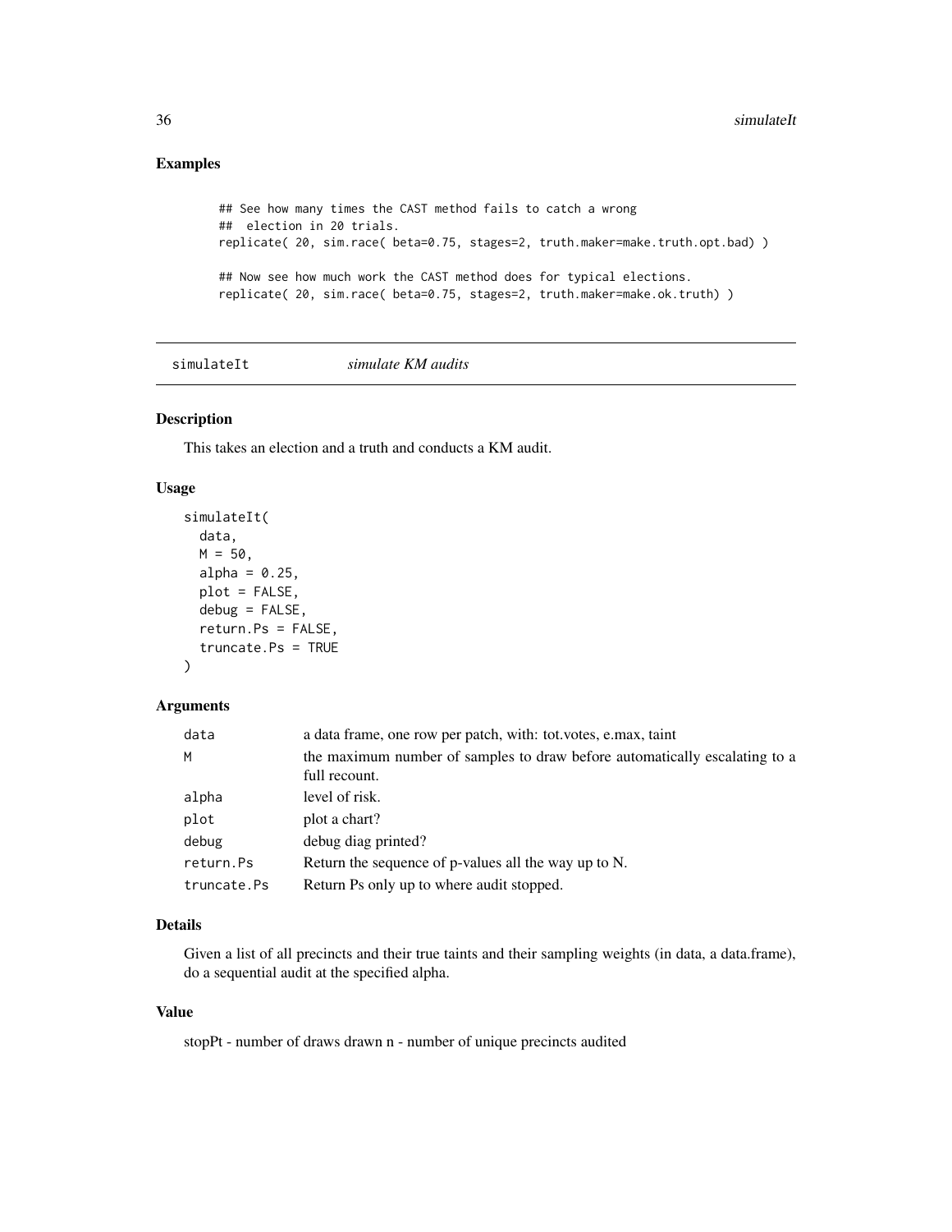## Examples

```
## See how many times the CAST method fails to catch a wrong
##  election in 20 trials.
replicate( 20, sim.race( beta=0.75, stages=2, truth.maker=make.truth.opt.bad) )

## Now see how much work the CAST method does for typical elections.
replicate( 20, sim.race( beta=0.75, stages=2, truth.maker=make.ok.truth) )
```

---

# simulateIt — *simulate KM audits*

## Description

This takes an election and a truth and conducts a KM audit.

## Usage

```
simulateIt(
  data,
  M = 50,
  alpha = 0.25,
  plot = FALSE,
  debug = FALSE,
  return.Ps = FALSE,
  truncate.Ps = TRUE
)
```

## Arguments

| | |
|---|---|
| data | a data frame, one row per patch, with: tot.votes, e.max, taint |
| M | the maximum number of samples to draw before automatically escalating to a full recount. |
| alpha | level of risk. |
| plot | plot a chart? |
| debug | debug diag printed? |
| return.Ps | Return the sequence of p-values all the way up to N. |
| truncate.Ps | Return Ps only up to where audit stopped. |

## Details

Given a list of all precincts and their true taints and their sampling weights (in data, a data.frame), do a sequential audit at the specified alpha.

## Value

stopPt - number of draws drawn n - number of unique precincts audited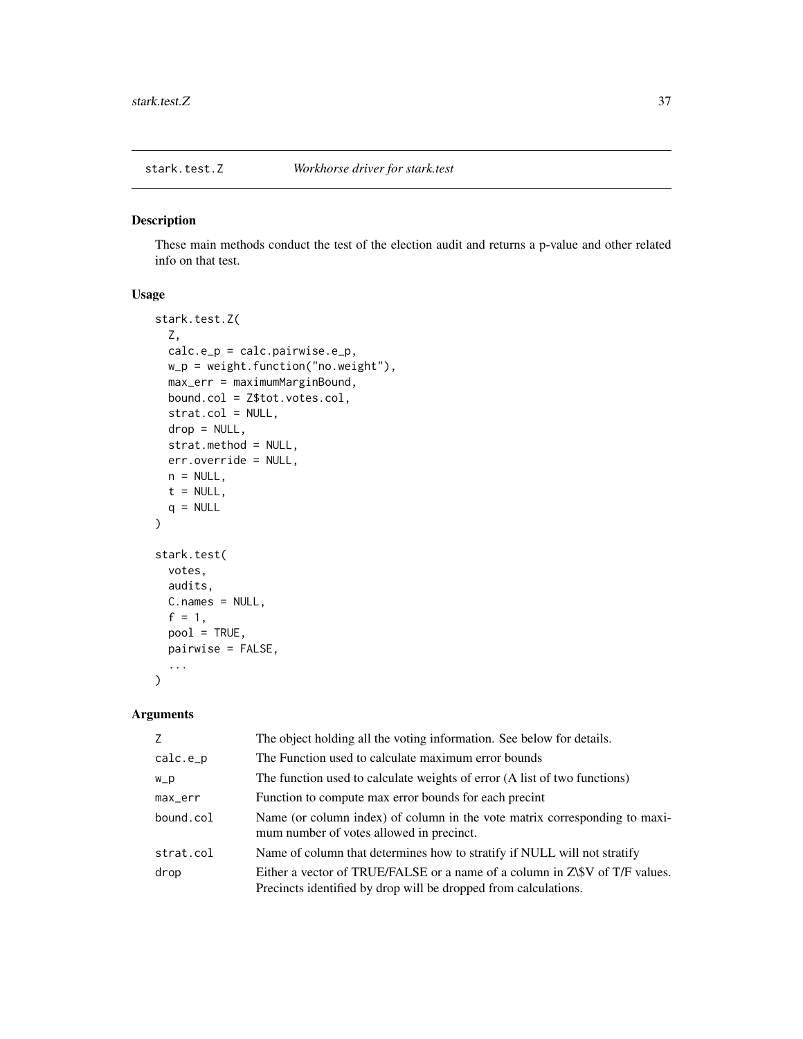## stark.test.Z *Workhorse driver for stark.test*

### Description

These main methods conduct the test of the election audit and returns a p-value and other related info on that test.

### Usage

```
stark.test.Z(
  Z,
  calc.e_p = calc.pairwise.e_p,
  w_p = weight.function("no.weight"),
  max_err = maximumMarginBound,
  bound.col = Z$tot.votes.col,
  strat.col = NULL,
  drop = NULL,
  strat.method = NULL,
  err.override = NULL,
  n = NULL,
  t = NULL,
  q = NULL
)

stark.test(
  votes,
  audits,
  C.names = NULL,
  f = 1,
  pool = TRUE,
  pairwise = FALSE,
  ...
)
```

### Arguments

| | |
|---|---|
| Z | The object holding all the voting information. See below for details. |
| calc.e_p | The Function used to calculate maximum error bounds |
| w_p | The function used to calculate weights of error (A list of two functions) |
| max_err | Function to compute max error bounds for each precint |
| bound.col | Name (or column index) of column in the vote matrix corresponding to maximum number of votes allowed in precinct. |
| strat.col | Name of column that determines how to stratify if NULL will not stratify |
| drop | Either a vector of TRUE/FALSE or a name of a column in Z\$V of T/F values. Precincts identified by drop will be dropped from calculations. |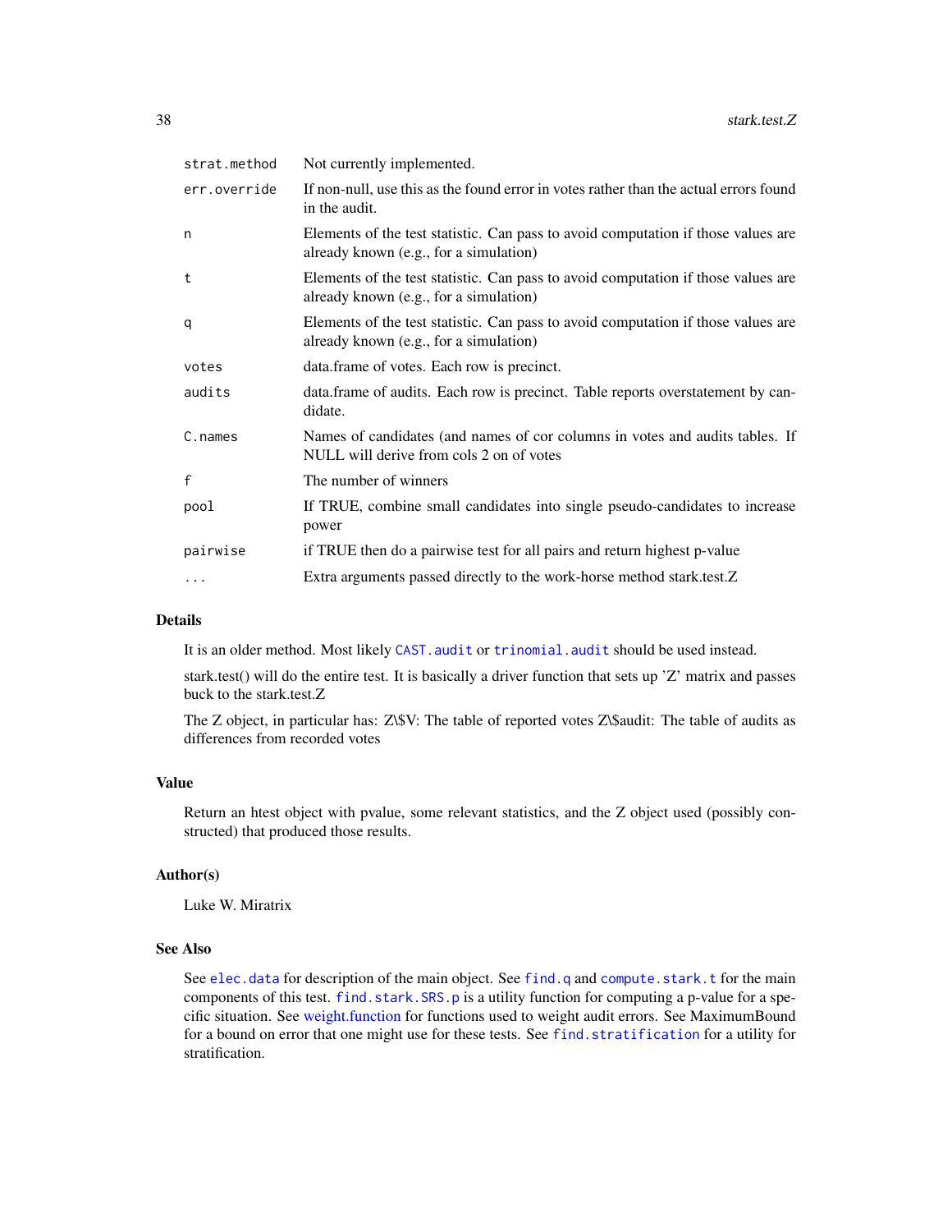| | |
|---|---|
| `strat.method` | Not currently implemented. |
| `err.override` | If non-null, use this as the found error in votes rather than the actual errors found in the audit. |
| `n` | Elements of the test statistic. Can pass to avoid computation if those values are already known (e.g., for a simulation) |
| `t` | Elements of the test statistic. Can pass to avoid computation if those values are already known (e.g., for a simulation) |
| `q` | Elements of the test statistic. Can pass to avoid computation if those values are already known (e.g., for a simulation) |
| `votes` | data.frame of votes. Each row is precinct. |
| `audits` | data.frame of audits. Each row is precinct. Table reports overstatement by candidate. |
| `C.names` | Names of candidates (and names of cor columns in votes and audits tables. If NULL will derive from cols 2 on of votes |
| `f` | The number of winners |
| `pool` | If TRUE, combine small candidates into single pseudo-candidates to increase power |
| `pairwise` | if TRUE then do a pairwise test for all pairs and return highest p-value |
| `...` | Extra arguments passed directly to the work-horse method stark.test.Z |

## Details

It is an older method. Most likely `CAST.audit` or `trinomial.audit` should be used instead.

stark.test() will do the entire test. It is basically a driver function that sets up 'Z' matrix and passes buck to the stark.test.Z

The Z object, in particular has: Z\$V: The table of reported votes Z\$audit: The table of audits as differences from recorded votes

## Value

Return an htest object with pvalue, some relevant statistics, and the Z object used (possibly constructed) that produced those results.

## Author(s)

Luke W. Miratrix

## See Also

See `elec.data` for description of the main object. See `find.q` and `compute.stark.t` for the main components of this test. `find.stark.SRS.p` is a utility function for computing a p-value for a specific situation. See weight.function for functions used to weight audit errors. See MaximumBound for a bound on error that one might use for these tests. See `find.stratification` for a utility for stratification.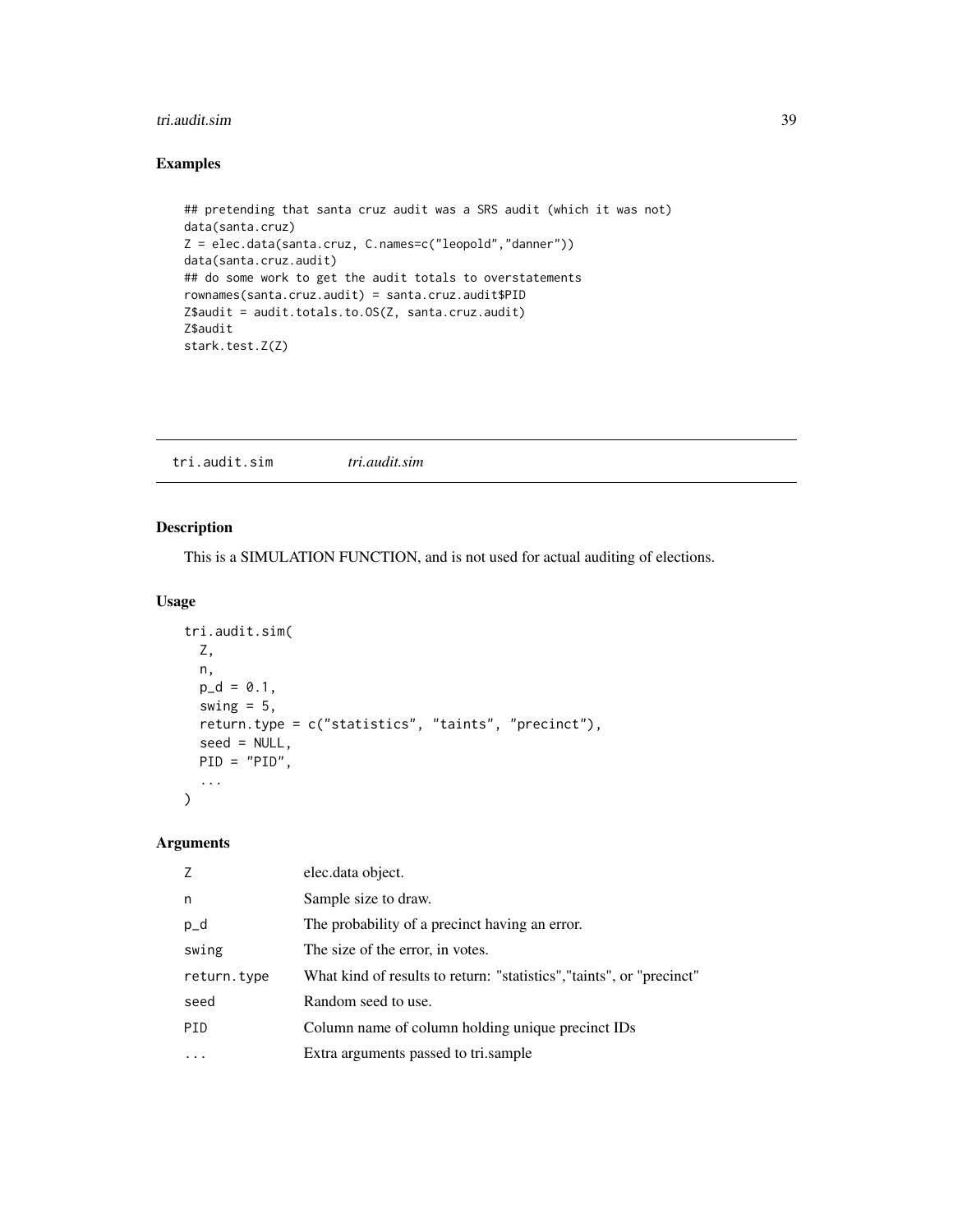## Examples

```
## pretending that santa cruz audit was a SRS audit (which it was not)
data(santa.cruz)
Z = elec.data(santa.cruz, C.names=c("leopold","danner"))
data(santa.cruz.audit)
## do some work to get the audit totals to overstatements
rownames(santa.cruz.audit) = santa.cruz.audit$PID
Z$audit = audit.totals.to.OS(Z, santa.cruz.audit)
Z$audit
stark.test.Z(Z)
```

---

# tri.audit.sim *tri.audit.sim*

---

## Description

This is a SIMULATION FUNCTION, and is not used for actual auditing of elections.

## Usage

```
tri.audit.sim(
  Z,
  n,
  p_d = 0.1,
  swing = 5,
  return.type = c("statistics", "taints", "precinct"),
  seed = NULL,
  PID = "PID",
  ...
)
```

## Arguments

| | |
|---|---|
| Z | elec.data object. |
| n | Sample size to draw. |
| p_d | The probability of a precinct having an error. |
| swing | The size of the error, in votes. |
| return.type | What kind of results to return: "statistics","taints", or "precinct" |
| seed | Random seed to use. |
| PID | Column name of column holding unique precinct IDs |
| ... | Extra arguments passed to tri.sample |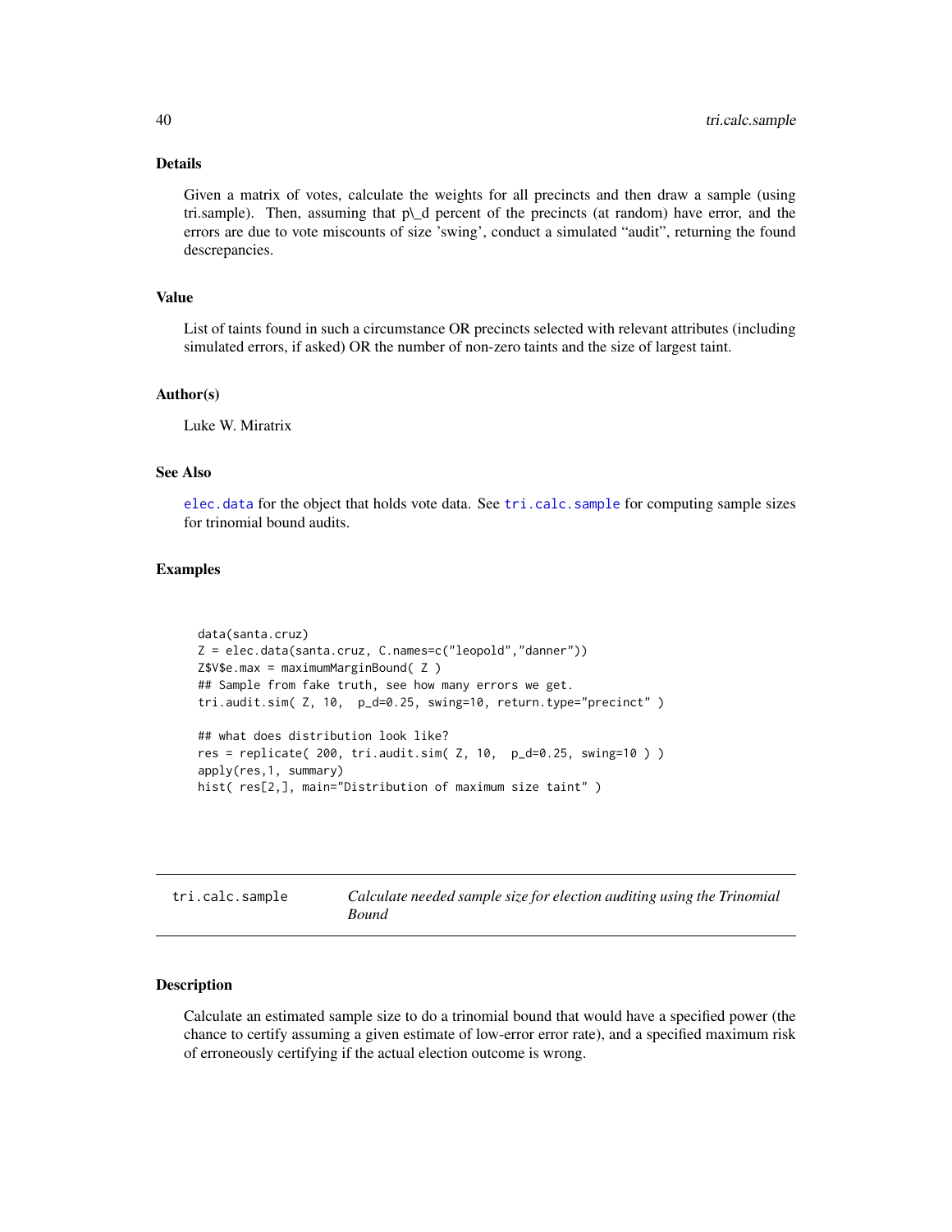## Details

Given a matrix of votes, calculate the weights for all precincts and then draw a sample (using tri.sample). Then, assuming that p\_d percent of the precincts (at random) have error, and the errors are due to vote miscounts of size 'swing', conduct a simulated "audit", returning the found descrepancies.

## Value

List of taints found in such a circumstance OR precincts selected with relevant attributes (including simulated errors, if asked) OR the number of non-zero taints and the size of largest taint.

## Author(s)

Luke W. Miratrix

## See Also

`elec.data` for the object that holds vote data. See `tri.calc.sample` for computing sample sizes for trinomial bound audits.

## Examples

```
data(santa.cruz)
Z = elec.data(santa.cruz, C.names=c("leopold","danner"))
Z$V$e.max = maximumMarginBound( Z )
## Sample from fake truth, see how many errors we get.
tri.audit.sim( Z, 10,  p_d=0.25, swing=10, return.type="precinct" )

## what does distribution look like?
res = replicate( 200, tri.audit.sim( Z, 10,  p_d=0.25, swing=10 ) )
apply(res,1, summary)
hist( res[2,], main="Distribution of maximum size taint" )
```

---

# tri.calc.sample — *Calculate needed sample size for election auditing using the Trinomial Bound*

## Description

Calculate an estimated sample size to do a trinomial bound that would have a specified power (the chance to certify assuming a given estimate of low-error error rate), and a specified maximum risk of erroneously certifying if the actual election outcome is wrong.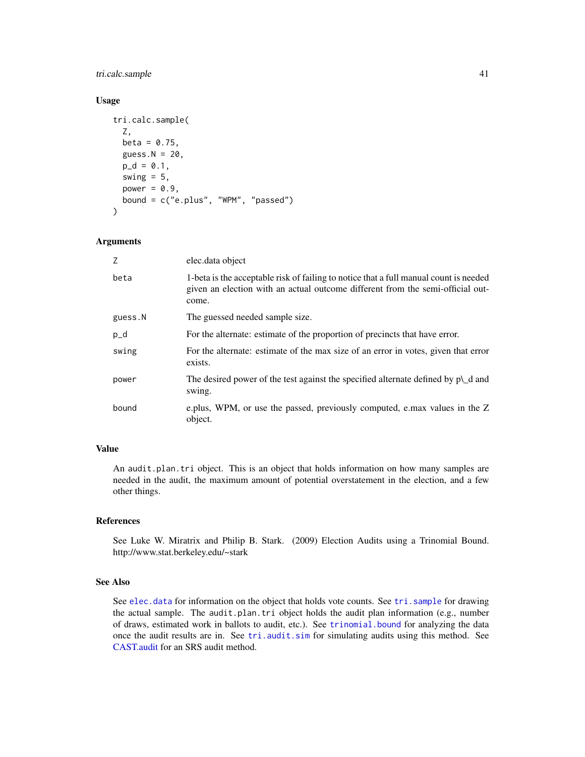### Usage

```
tri.calc.sample(
  Z,
  beta = 0.75,
  guess.N = 20,
  p_d = 0.1,
  swing = 5,
  power = 0.9,
  bound = c("e.plus", "WPM", "passed")
)
```

### Arguments

| | |
|---|---|
| Z | elec.data object |
| beta | 1-beta is the acceptable risk of failing to notice that a full manual count is needed given an election with an actual outcome different from the semi-official outcome. |
| guess.N | The guessed needed sample size. |
| p_d | For the alternate: estimate of the proportion of precincts that have error. |
| swing | For the alternate: estimate of the max size of an error in votes, given that error exists. |
| power | The desired power of the test against the specified alternate defined by p\_d and swing. |
| bound | e.plus, WPM, or use the passed, previously computed, e.max values in the Z object. |

### Value

An `audit.plan.tri` object. This is an object that holds information on how many samples are needed in the audit, the maximum amount of potential overstatement in the election, and a few other things.

### References

See Luke W. Miratrix and Philip B. Stark. (2009) Election Audits using a Trinomial Bound. http://www.stat.berkeley.edu/~stark

### See Also

See `elec.data` for information on the object that holds vote counts. See `tri.sample` for drawing the actual sample. The `audit.plan.tri` object holds the audit plan information (e.g., number of draws, estimated work in ballots to audit, etc.). See `trinomial.bound` for analyzing the data once the audit results are in. See `tri.audit.sim` for simulating audits using this method. See CAST.audit for an SRS audit method.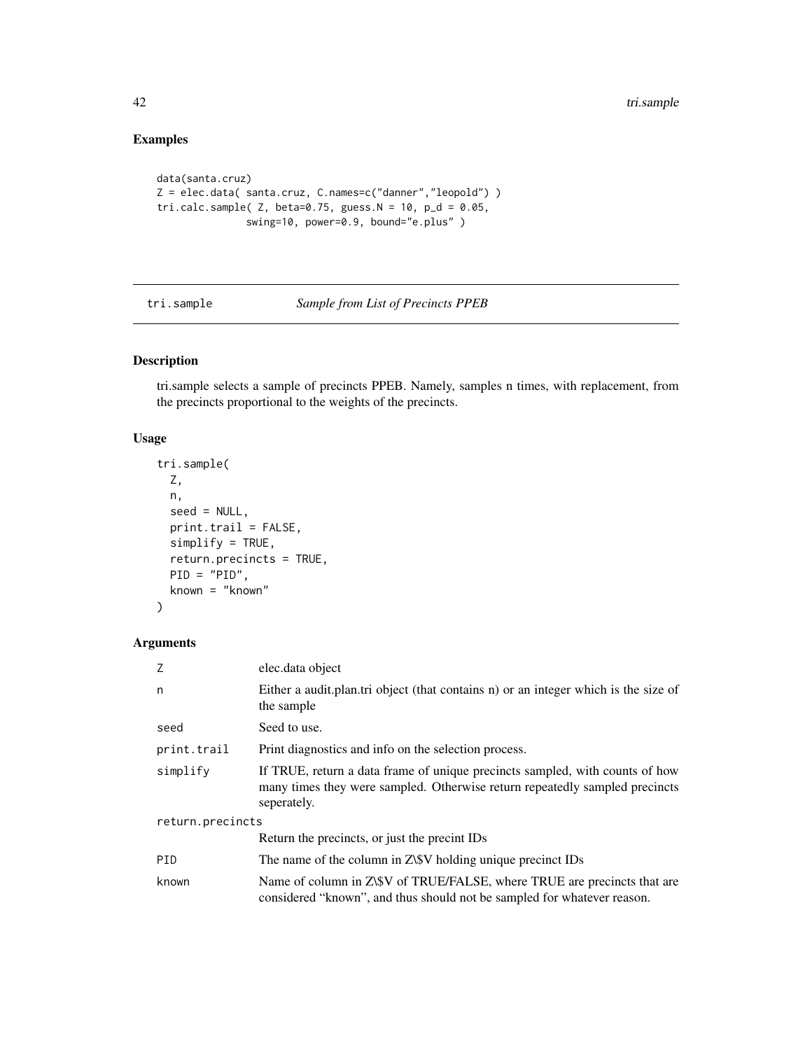## Examples

```
data(santa.cruz)
Z = elec.data( santa.cruz, C.names=c("danner","leopold") )
tri.calc.sample( Z, beta=0.75, guess.N = 10, p_d = 0.05,
               swing=10, power=0.9, bound="e.plus" )
```

---

# tri.sample *Sample from List of Precincts PPEB*

---

## Description

tri.sample selects a sample of precincts PPEB. Namely, samples n times, with replacement, from the precincts proportional to the weights of the precincts.

## Usage

```
tri.sample(
  Z,
  n,
  seed = NULL,
  print.trail = FALSE,
  simplify = TRUE,
  return.precincts = TRUE,
  PID = "PID",
  known = "known"
)
```

## Arguments

| | |
|---|---|
| Z | elec.data object |
| n | Either a audit.plan.tri object (that contains n) or an integer which is the size of the sample |
| seed | Seed to use. |
| print.trail | Print diagnostics and info on the selection process. |
| simplify | If TRUE, return a data frame of unique precincts sampled, with counts of how many times they were sampled. Otherwise return repeatedly sampled precincts seperately. |
| return.precincts | Return the precincts, or just the precint IDs |
| PID | The name of the column in Z\$V holding unique precinct IDs |
| known | Name of column in Z\$V of TRUE/FALSE, where TRUE are precincts that are considered "known", and thus should not be sampled for whatever reason. |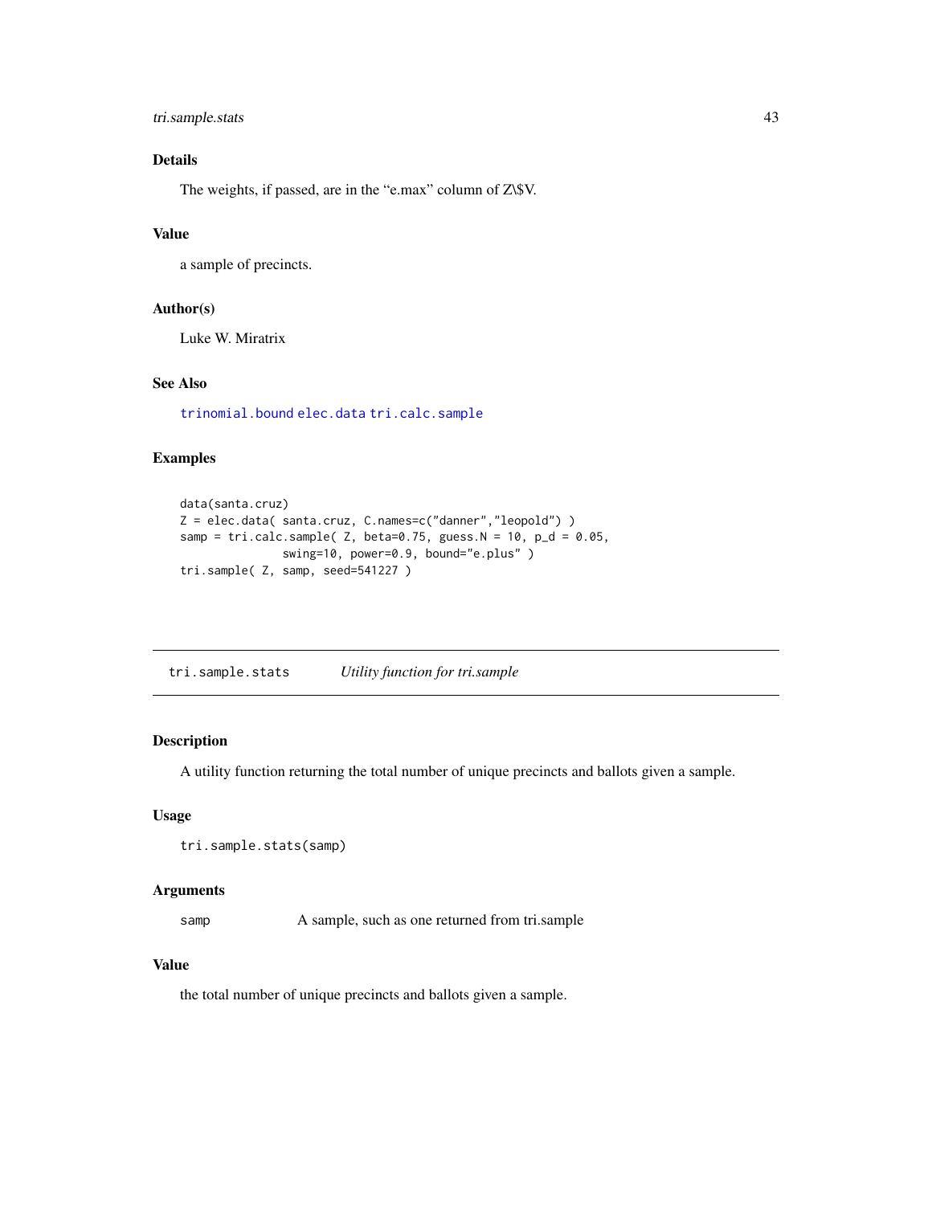### Details

The weights, if passed, are in the "e.max" column of Z\$V.

### Value

a sample of precincts.

### Author(s)

Luke W. Miratrix

### See Also

trinomial.bound elec.data tri.calc.sample

### Examples

```
data(santa.cruz)
Z = elec.data( santa.cruz, C.names=c("danner","leopold") )
samp = tri.calc.sample( Z, beta=0.75, guess.N = 10, p_d = 0.05,
               swing=10, power=0.9, bound="e.plus" )
tri.sample( Z, samp, seed=541227 )
```

---

## tri.sample.stats *Utility function for tri.sample*

### Description

A utility function returning the total number of unique precincts and ballots given a sample.

### Usage

```
tri.sample.stats(samp)
```

### Arguments

| | |
|---|---|
| samp | A sample, such as one returned from tri.sample |

### Value

the total number of unique precincts and ballots given a sample.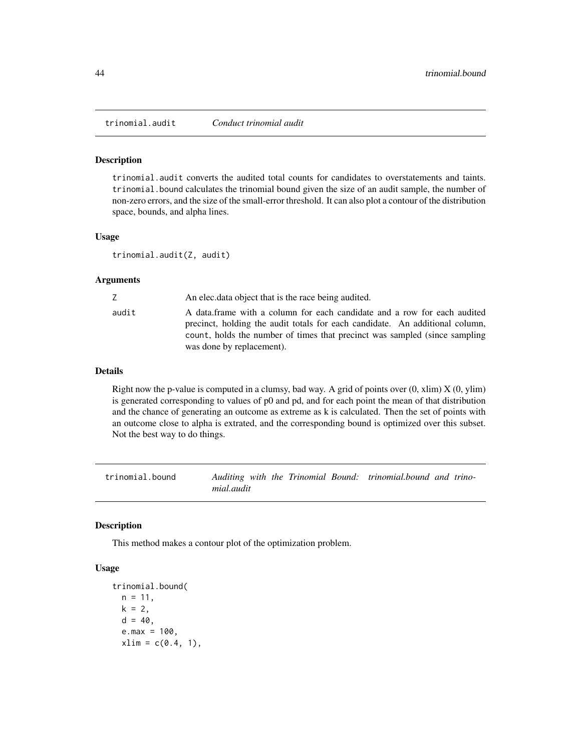## trinomial.audit *Conduct trinomial audit*

### Description

trinomial.audit converts the audited total counts for candidates to overstatements and taints. trinomial.bound calculates the trinomial bound given the size of an audit sample, the number of non-zero errors, and the size of the small-error threshold. It can also plot a contour of the distribution space, bounds, and alpha lines.

### Usage

```
trinomial.audit(Z, audit)
```

### Arguments

| | |
|---|---|
| Z | An elec.data object that is the race being audited. |
| audit | A data.frame with a column for each candidate and a row for each audited precinct, holding the audit totals for each candidate. An additional column, count, holds the number of times that precinct was sampled (since sampling was done by replacement). |

### Details

Right now the p-value is computed in a clumsy, bad way. A grid of points over (0, xlim) X (0, ylim) is generated corresponding to values of p0 and pd, and for each point the mean of that distribution and the chance of generating an outcome as extreme as k is calculated. Then the set of points with an outcome close to alpha is extrated, and the corresponding bound is optimized over this subset. Not the best way to do things.

## trinomial.bound *Auditing with the Trinomial Bound: trinomial.bound and trinomial.audit*

### Description

This method makes a contour plot of the optimization problem.

### Usage

```
trinomial.bound(
  n = 11,
  k = 2,
  d = 40,
  e.max = 100,
  xlim = c(0.4, 1),
```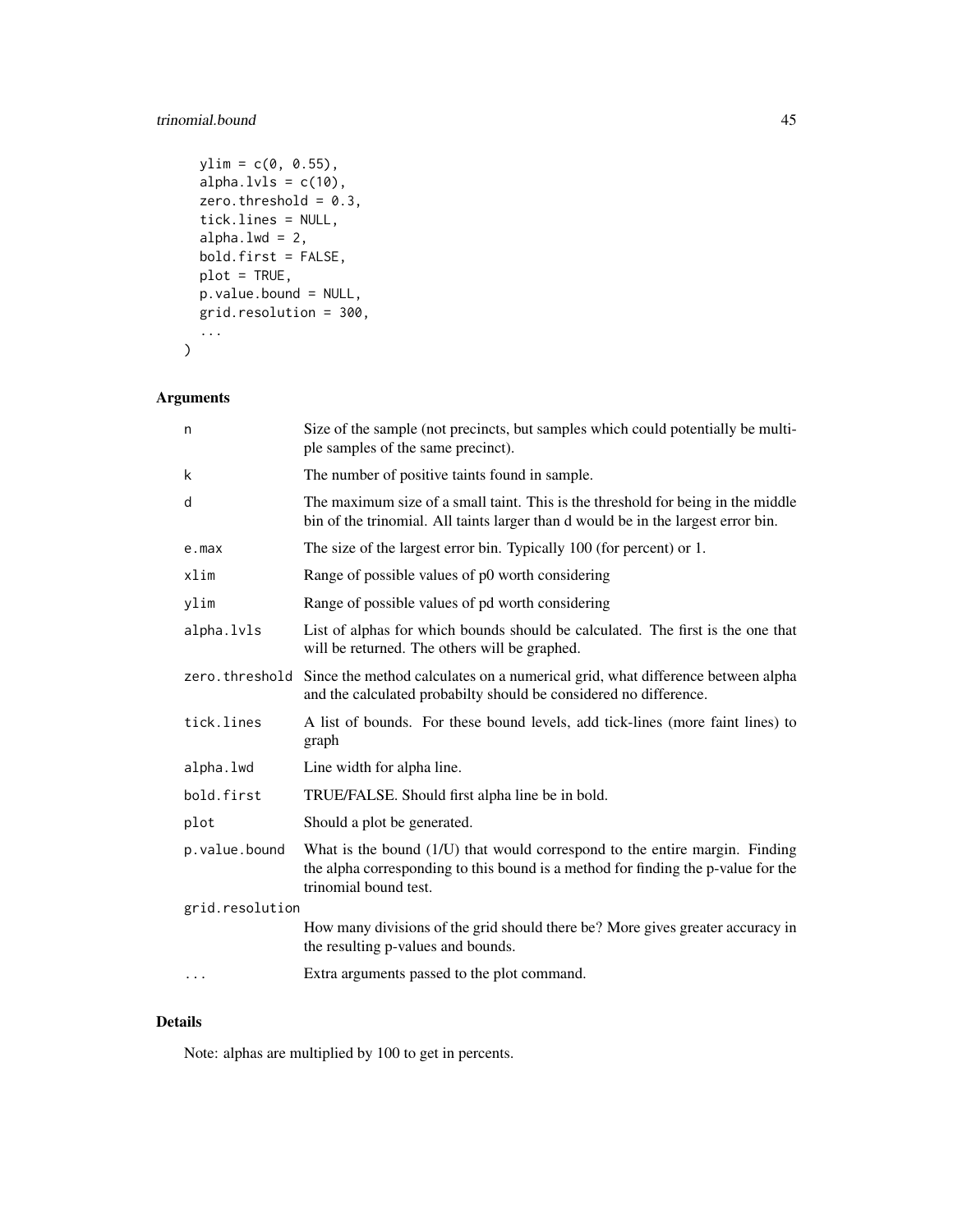```
  ylim = c(0, 0.55),
  alpha.lvls = c(10),
  zero.threshold = 0.3,
  tick.lines = NULL,
  alpha.lwd = 2,
  bold.first = FALSE,
  plot = TRUE,
  p.value.bound = NULL,
  grid.resolution = 300,
  ...
)
```

## Arguments

| | |
|---|---|
| n | Size of the sample (not precincts, but samples which could potentially be multiple samples of the same precinct). |
| k | The number of positive taints found in sample. |
| d | The maximum size of a small taint. This is the threshold for being in the middle bin of the trinomial. All taints larger than d would be in the largest error bin. |
| e.max | The size of the largest error bin. Typically 100 (for percent) or 1. |
| xlim | Range of possible values of p0 worth considering |
| ylim | Range of possible values of pd worth considering |
| alpha.lvls | List of alphas for which bounds should be calculated. The first is the one that will be returned. The others will be graphed. |
| zero.threshold | Since the method calculates on a numerical grid, what difference between alpha and the calculated probabilty should be considered no difference. |
| tick.lines | A list of bounds. For these bound levels, add tick-lines (more faint lines) to graph |
| alpha.lwd | Line width for alpha line. |
| bold.first | TRUE/FALSE. Should first alpha line be in bold. |
| plot | Should a plot be generated. |
| p.value.bound | What is the bound (1/U) that would correspond to the entire margin. Finding the alpha corresponding to this bound is a method for finding the p-value for the trinomial bound test. |
| grid.resolution | How many divisions of the grid should there be? More gives greater accuracy in the resulting p-values and bounds. |
| ... | Extra arguments passed to the plot command. |

## Details

Note: alphas are multiplied by 100 to get in percents.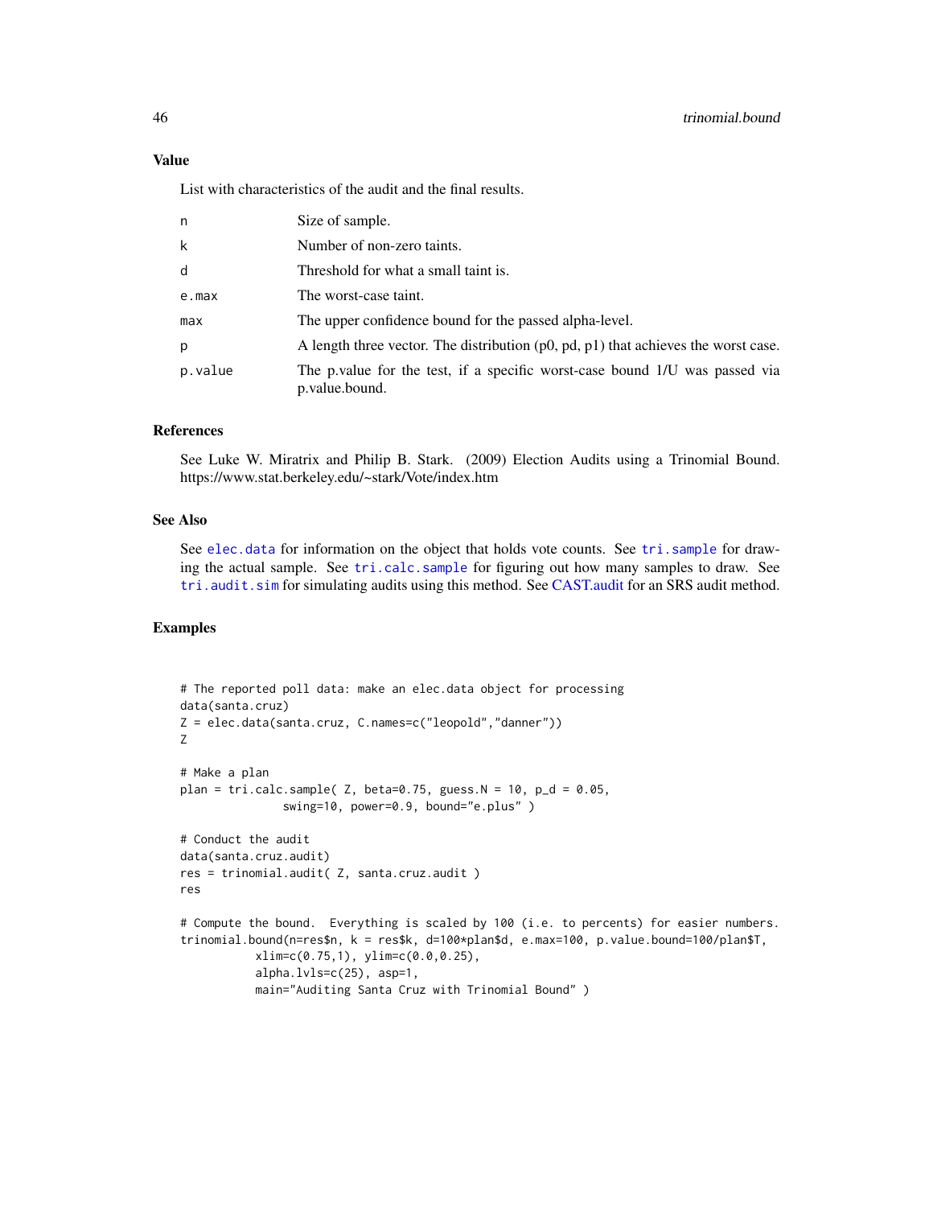## Value

List with characteristics of the audit and the final results.

| | |
|---|---|
| n | Size of sample. |
| k | Number of non-zero taints. |
| d | Threshold for what a small taint is. |
| e.max | The worst-case taint. |
| max | The upper confidence bound for the passed alpha-level. |
| p | A length three vector. The distribution (p0, pd, p1) that achieves the worst case. |
| p.value | The p.value for the test, if a specific worst-case bound 1/U was passed via p.value.bound. |

## References

See Luke W. Miratrix and Philip B. Stark. (2009) Election Audits using a Trinomial Bound. https://www.stat.berkeley.edu/~stark/Vote/index.htm

## See Also

See elec.data for information on the object that holds vote counts. See tri.sample for drawing the actual sample. See tri.calc.sample for figuring out how many samples to draw. See tri.audit.sim for simulating audits using this method. See CAST.audit for an SRS audit method.

## Examples

```
# The reported poll data: make an elec.data object for processing
data(santa.cruz)
Z = elec.data(santa.cruz, C.names=c("leopold","danner"))
Z

# Make a plan
plan = tri.calc.sample( Z, beta=0.75, guess.N = 10, p_d = 0.05,
               swing=10, power=0.9, bound="e.plus" )

# Conduct the audit
data(santa.cruz.audit)
res = trinomial.audit( Z, santa.cruz.audit )
res

# Compute the bound.  Everything is scaled by 100 (i.e. to percents) for easier numbers.
trinomial.bound(n=res$n, k = res$k, d=100*plan$d, e.max=100, p.value.bound=100/plan$T,
           xlim=c(0.75,1), ylim=c(0.0,0.25),
           alpha.lvls=c(25), asp=1,
           main="Auditing Santa Cruz with Trinomial Bound" )
```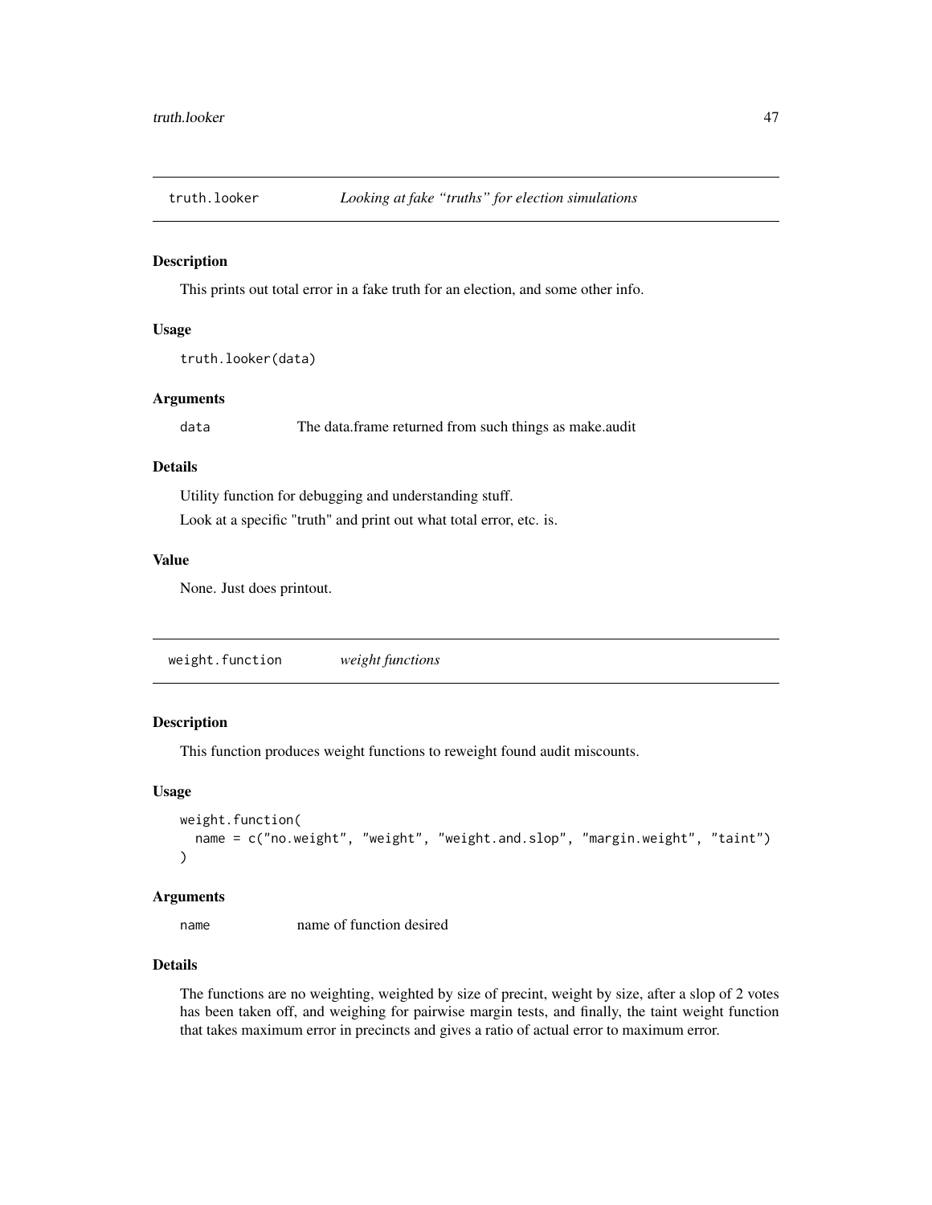## truth.looker *Looking at fake "truths" for election simulations*

### Description

This prints out total error in a fake truth for an election, and some other info.

### Usage

```
truth.looker(data)
```

### Arguments

| | |
|---|---|
| data | The data.frame returned from such things as make.audit |

### Details

Utility function for debugging and understanding stuff.

Look at a specific "truth" and print out what total error, etc. is.

### Value

None. Just does printout.

## weight.function *weight functions*

### Description

This function produces weight functions to reweight found audit miscounts.

### Usage

```
weight.function(
  name = c("no.weight", "weight", "weight.and.slop", "margin.weight", "taint")
)
```

### Arguments

| | |
|---|---|
| name | name of function desired |

### Details

The functions are no weighting, weighted by size of precint, weight by size, after a slop of 2 votes has been taken off, and weighing for pairwise margin tests, and finally, the taint weight function that takes maximum error in precincts and gives a ratio of actual error to maximum error.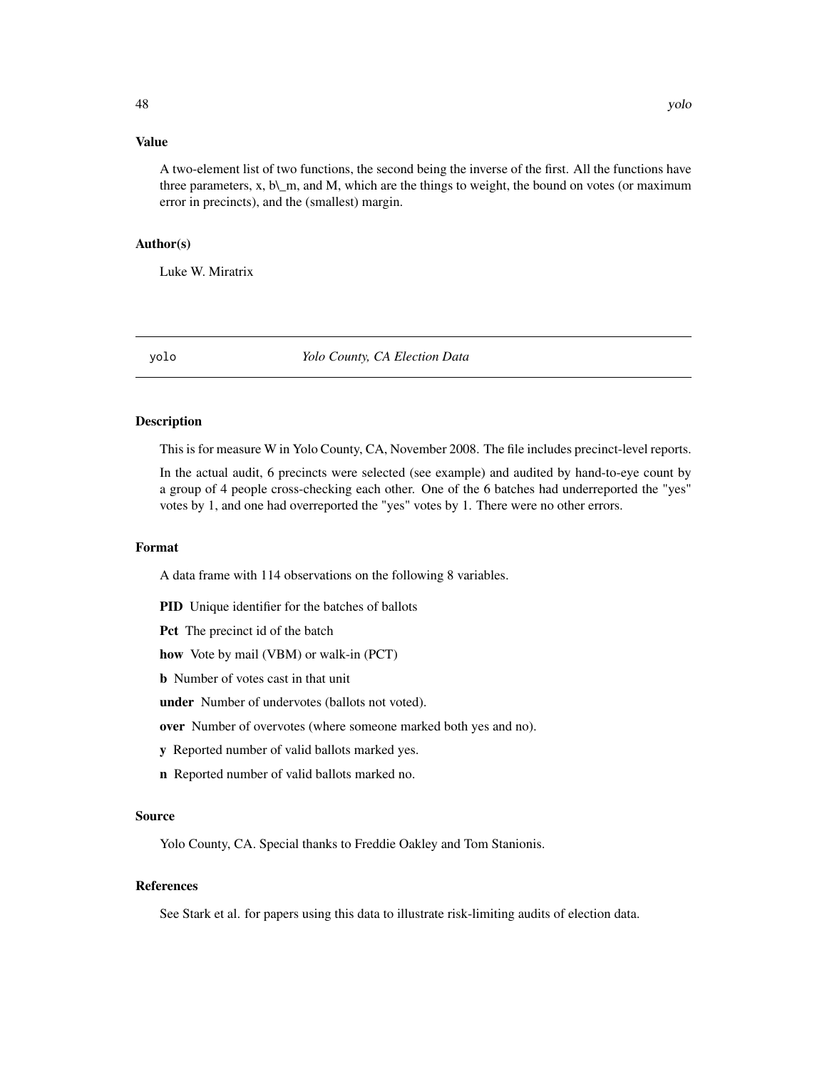## Value

A two-element list of two functions, the second being the inverse of the first. All the functions have three parameters, x, b_m, and M, which are the things to weight, the bound on votes (or maximum error in precincts), and the (smallest) margin.

## Author(s)

Luke W. Miratrix

---

# yolo *Yolo County, CA Election Data*

---

## Description

This is for measure W in Yolo County, CA, November 2008. The file includes precinct-level reports.

In the actual audit, 6 precincts were selected (see example) and audited by hand-to-eye count by a group of 4 people cross-checking each other. One of the 6 batches had underreported the "yes" votes by 1, and one had overreported the "yes" votes by 1. There were no other errors.

## Format

A data frame with 114 observations on the following 8 variables.

**PID** Unique identifier for the batches of ballots

**Pct** The precinct id of the batch

**how** Vote by mail (VBM) or walk-in (PCT)

**b** Number of votes cast in that unit

**under** Number of undervotes (ballots not voted).

**over** Number of overvotes (where someone marked both yes and no).

**y** Reported number of valid ballots marked yes.

**n** Reported number of valid ballots marked no.

## Source

Yolo County, CA. Special thanks to Freddie Oakley and Tom Stanionis.

## References

See Stark et al. for papers using this data to illustrate risk-limiting audits of election data.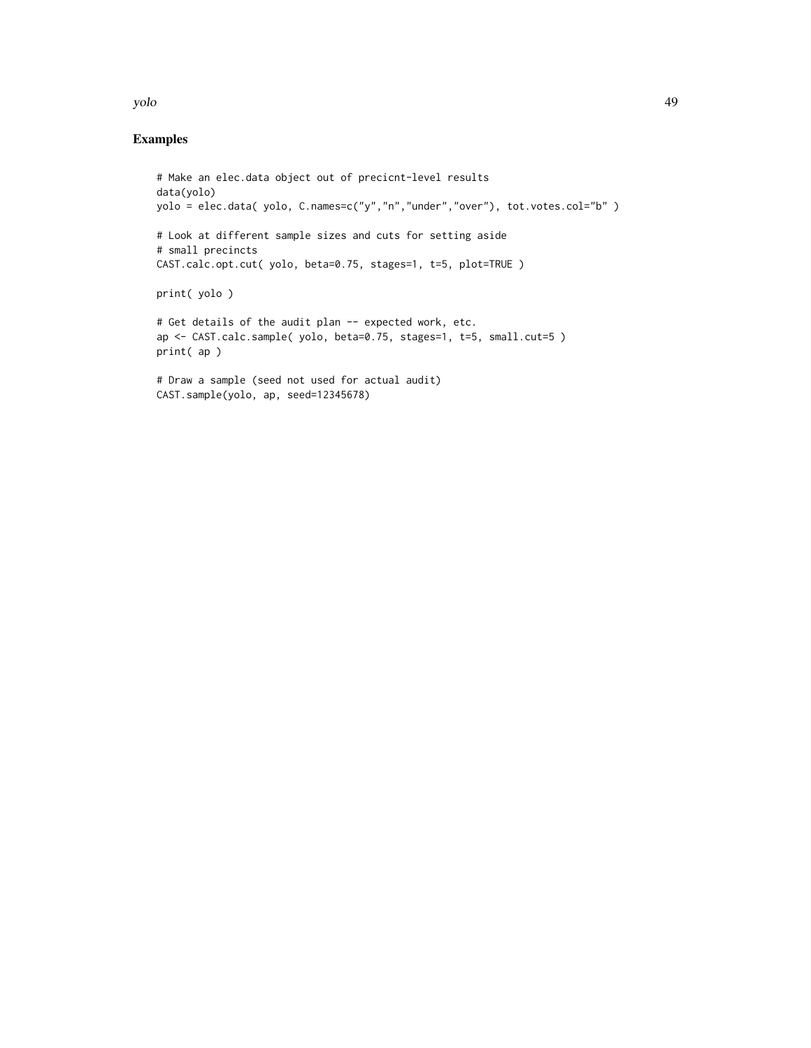## Examples

```
# Make an elec.data object out of precicnt-level results
data(yolo)
yolo = elec.data( yolo, C.names=c("y","n","under","over"), tot.votes.col="b" )

# Look at different sample sizes and cuts for setting aside
# small precincts
CAST.calc.opt.cut( yolo, beta=0.75, stages=1, t=5, plot=TRUE )

print( yolo )

# Get details of the audit plan -- expected work, etc.
ap <- CAST.calc.sample( yolo, beta=0.75, stages=1, t=5, small.cut=5 )
print( ap )

# Draw a sample (seed not used for actual audit)
CAST.sample(yolo, ap, seed=12345678)
```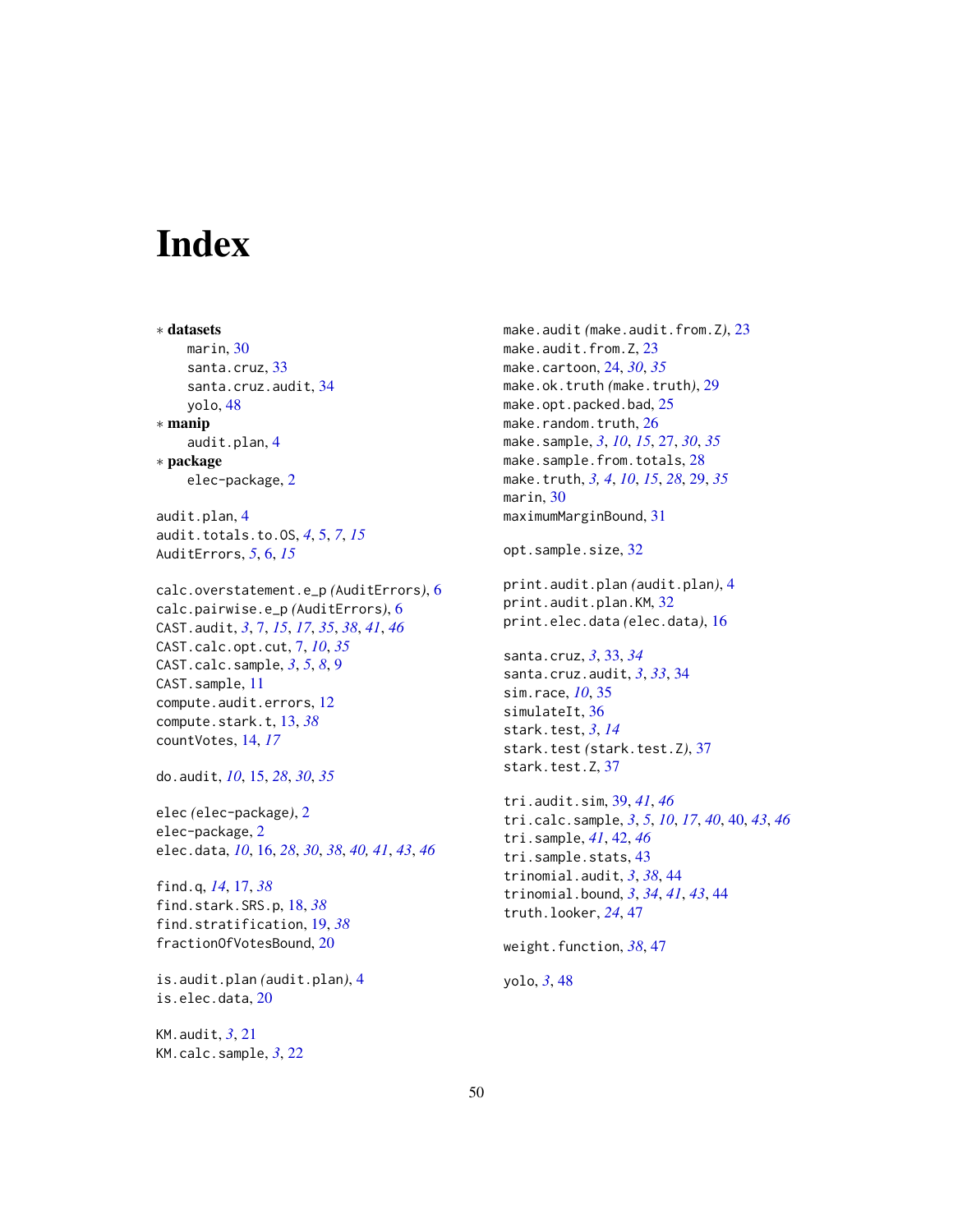# Index

∗ **datasets**
  marin, 30
  santa.cruz, 33
  santa.cruz.audit, 34
  yolo, 48

∗ **manip**
  audit.plan, 4

∗ **package**
  elec-package, 2

audit.plan, 4
audit.totals.to.OS, *4*, 5, *7*, *15*
AuditErrors, *5*, 6, *15*

calc.overstatement.e_p *(*AuditErrors*)*, 6
calc.pairwise.e_p *(*AuditErrors*)*, 6
CAST.audit, *3*, 7, *15*, *17*, *35*, *38*, *41*, *46*
CAST.calc.opt.cut, 7, *10*, *35*
CAST.calc.sample, *3*, *5*, *8*, 9
CAST.sample, 11
compute.audit.errors, 12
compute.stark.t, 13, *38*
countVotes, 14, *17*

do.audit, *10*, 15, *28*, *30*, *35*

elec *(*elec-package*)*, 2
elec-package, 2
elec.data, *10*, 16, *28*, *30*, *38*, *40, 41*, *43*, *46*

find.q, *14*, 17, *38*
find.stark.SRS.p, 18, *38*
find.stratification, 19, *38*
fractionOfVotesBound, 20

is.audit.plan *(*audit.plan*)*, 4
is.elec.data, 20

KM.audit, *3*, 21
KM.calc.sample, *3*, 22

make.audit *(*make.audit.from.Z*)*, 23
make.audit.from.Z, 23
make.cartoon, 24, *30*, *35*
make.ok.truth *(*make.truth*)*, 29
make.opt.packed.bad, 25
make.random.truth, 26
make.sample, *3*, *10*, *15*, 27, *30*, *35*
make.sample.from.totals, 28
make.truth, *3, 4*, *10*, *15*, *28*, 29, *35*
marin, 30
maximumMarginBound, 31

opt.sample.size, 32

print.audit.plan *(*audit.plan*)*, 4
print.audit.plan.KM, 32
print.elec.data *(*elec.data*)*, 16

santa.cruz, *3*, 33, *34*
santa.cruz.audit, *3*, *33*, 34
sim.race, *10*, 35
simulateIt, 36
stark.test, *3*, *14*
stark.test *(*stark.test.Z*)*, 37
stark.test.Z, 37

tri.audit.sim, 39, *41*, *46*
tri.calc.sample, *3*, *5*, *10*, *17*, *40*, 40, *43*, *46*
tri.sample, *41*, 42, *46*
tri.sample.stats, 43
trinomial.audit, *3*, *38*, 44
trinomial.bound, *3*, *34*, *41*, *43*, 44
truth.looker, *24*, 47

weight.function, *38*, 47

yolo, *3*, 48